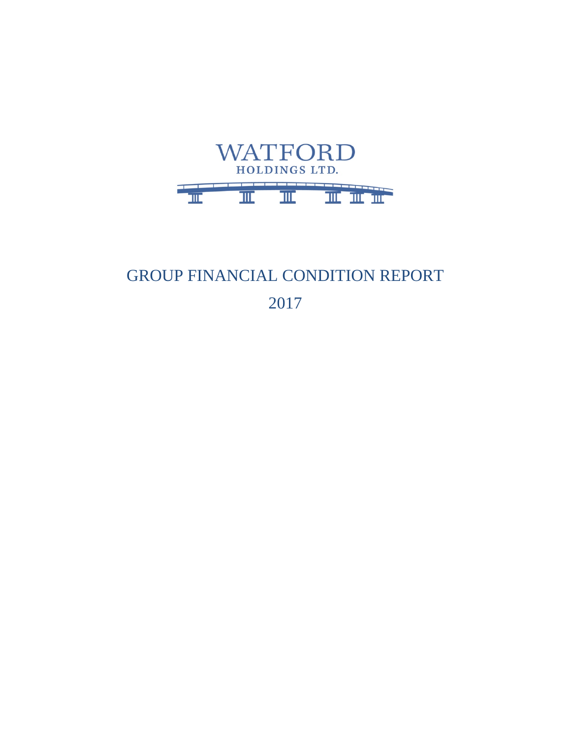WATFORD

HOLDINGS LTD.

# GROUP FINANCIAL CONDITION REPORT

# 2017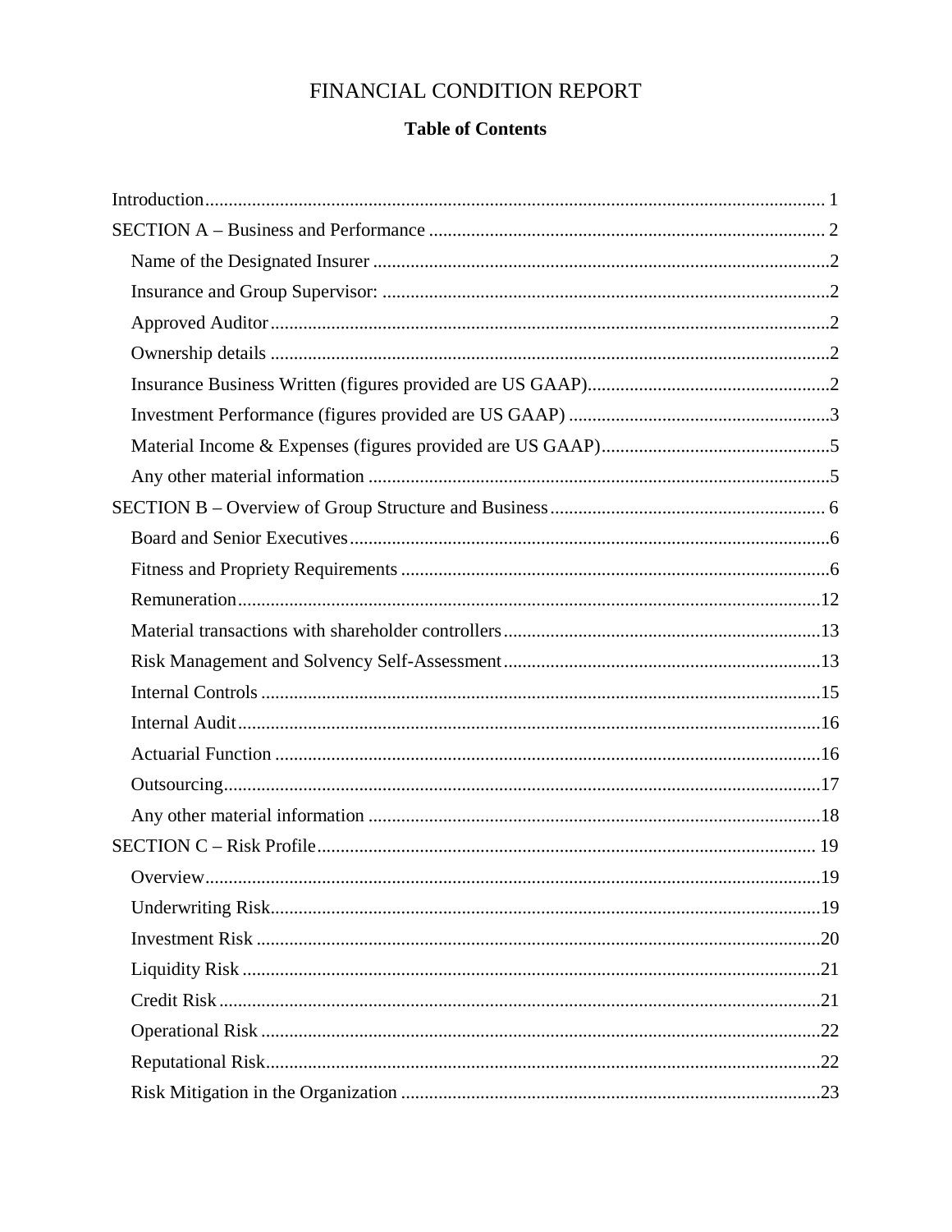# FINANCIAL CONDITION REPORT

## Table of Contents

Introduction ..................................................................... 1

SECTION A – Business and Performance ..................................................................... 2

- Name of the Designated Insurer ..................................................................... 2
- Insurance and Group Supervisor: ..................................................................... 2
- Approved Auditor ..................................................................... 2
- Ownership details ..................................................................... 2
- Insurance Business Written (figures provided are US GAAP) ..................................................................... 2
- Investment Performance (figures provided are US GAAP) ..................................................................... 3
- Material Income & Expenses (figures provided are US GAAP) ..................................................................... 5
- Any other material information ..................................................................... 5

SECTION B – Overview of Group Structure and Business ..................................................................... 6

- Board and Senior Executives ..................................................................... 6
- Fitness and Propriety Requirements ..................................................................... 6
- Remuneration ..................................................................... 12
- Material transactions with shareholder controllers ..................................................................... 13
- Risk Management and Solvency Self-Assessment ..................................................................... 13
- Internal Controls ..................................................................... 15
- Internal Audit ..................................................................... 16
- Actuarial Function ..................................................................... 16
- Outsourcing ..................................................................... 17
- Any other material information ..................................................................... 18

SECTION C – Risk Profile ..................................................................... 19

- Overview ..................................................................... 19
- Underwriting Risk ..................................................................... 19
- Investment Risk ..................................................................... 20
- Liquidity Risk ..................................................................... 21
- Credit Risk ..................................................................... 21
- Operational Risk ..................................................................... 22
- Reputational Risk ..................................................................... 22
- Risk Mitigation in the Organization ..................................................................... 23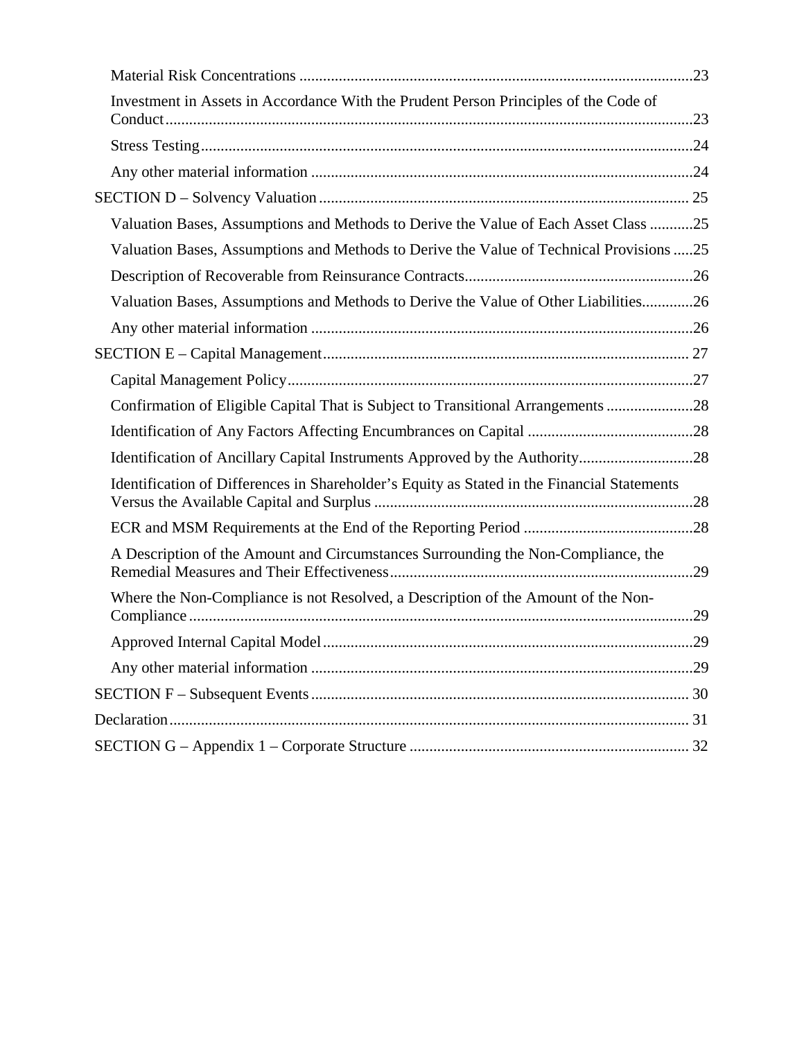- Material Risk Concentrations ....................................................................................................23
- Investment in Assets in Accordance With the Prudent Person Principles of the Code of Conduct....................................................................................................................................23
- Stress Testing...........................................................................................................................24
- Any other material information ................................................................................................24

SECTION D – Solvency Valuation ............................................................................................. 25

- Valuation Bases, Assumptions and Methods to Derive the Value of Each Asset Class ...........25
- Valuation Bases, Assumptions and Methods to Derive the Value of Technical Provisions .....25
- Description of Recoverable from Reinsurance Contracts.........................................................26
- Valuation Bases, Assumptions and Methods to Derive the Value of Other Liabilities.............26
- Any other material information ................................................................................................26

SECTION E – Capital Management............................................................................................ 27

- Capital Management Policy......................................................................................................27
- Confirmation of Eligible Capital That is Subject to Transitional Arrangements ......................28
- Identification of Any Factors Affecting Encumbrances on Capital ..........................................28
- Identification of Ancillary Capital Instruments Approved by the Authority............................28
- Identification of Differences in Shareholder's Equity as Stated in the Financial Statements Versus the Available Capital and Surplus ................................................................................28
- ECR and MSM Requirements at the End of the Reporting Period ...........................................28
- A Description of the Amount and Circumstances Surrounding the Non-Compliance, the Remedial Measures and Their Effectiveness............................................................................29
- Where the Non-Compliance is not Resolved, a Description of the Amount of the Non-Compliance ..............................................................................................................................29
- Approved Internal Capital Model .............................................................................................29
- Any other material information ................................................................................................29

SECTION F – Subsequent Events ............................................................................................... 30

Declaration.................................................................................................................................. 31

SECTION G – Appendix 1 – Corporate Structure ...................................................................... 32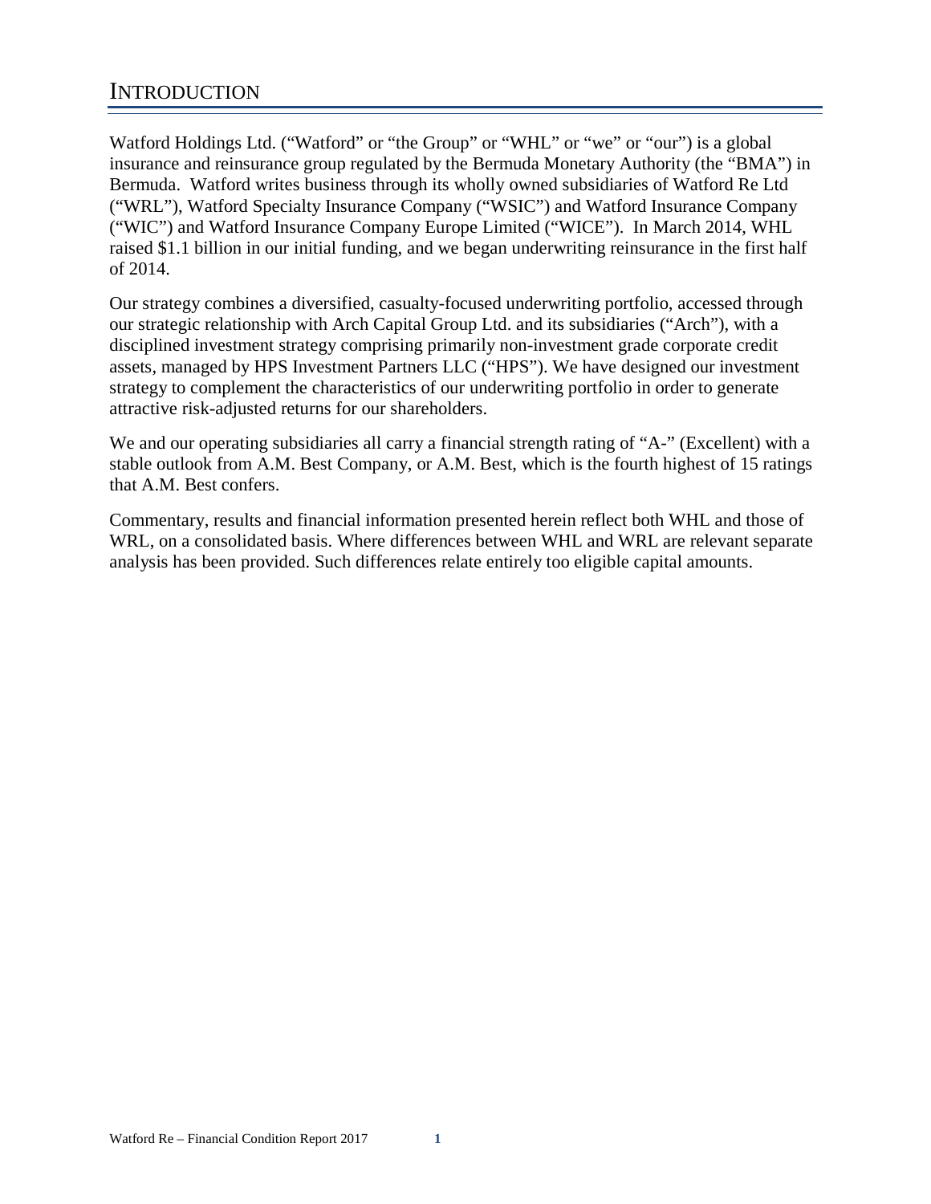# INTRODUCTION

Watford Holdings Ltd. ("Watford" or "the Group" or "WHL" or "we" or "our") is a global insurance and reinsurance group regulated by the Bermuda Monetary Authority (the "BMA") in Bermuda. Watford writes business through its wholly owned subsidiaries of Watford Re Ltd ("WRL"), Watford Specialty Insurance Company ("WSIC") and Watford Insurance Company ("WIC") and Watford Insurance Company Europe Limited ("WICE"). In March 2014, WHL raised $1.1 billion in our initial funding, and we began underwriting reinsurance in the first half of 2014.

Our strategy combines a diversified, casualty-focused underwriting portfolio, accessed through our strategic relationship with Arch Capital Group Ltd. and its subsidiaries ("Arch"), with a disciplined investment strategy comprising primarily non-investment grade corporate credit assets, managed by HPS Investment Partners LLC ("HPS"). We have designed our investment strategy to complement the characteristics of our underwriting portfolio in order to generate attractive risk-adjusted returns for our shareholders.

We and our operating subsidiaries all carry a financial strength rating of "A-" (Excellent) with a stable outlook from A.M. Best Company, or A.M. Best, which is the fourth highest of 15 ratings that A.M. Best confers.

Commentary, results and financial information presented herein reflect both WHL and those of WRL, on a consolidated basis. Where differences between WHL and WRL are relevant separate analysis has been provided. Such differences relate entirely too eligible capital amounts.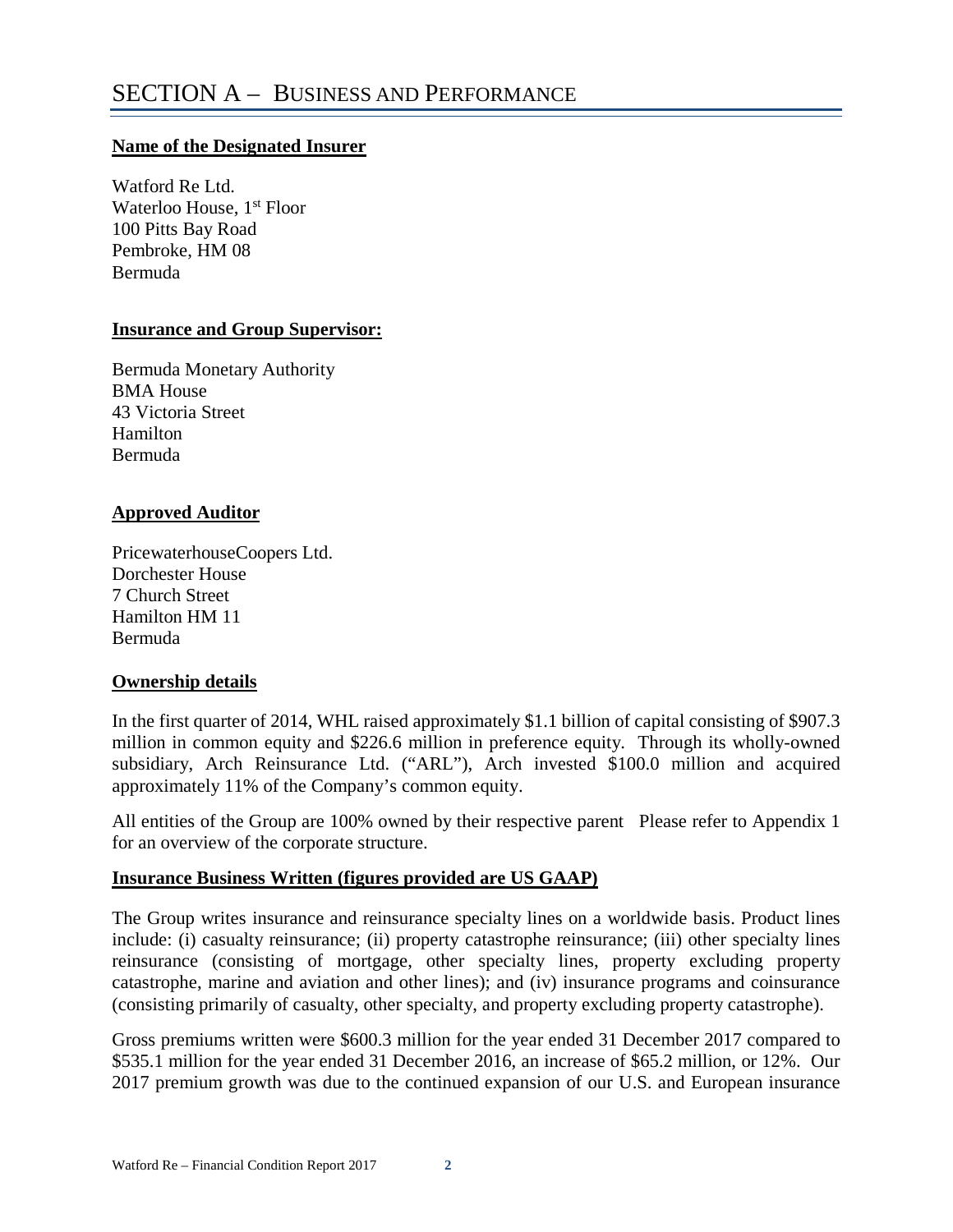# SECTION A – BUSINESS AND PERFORMANCE

**Name of the Designated Insurer**

Watford Re Ltd.
Waterloo House, 1st Floor
100 Pitts Bay Road
Pembroke, HM 08
Bermuda

**Insurance and Group Supervisor:**

Bermuda Monetary Authority
BMA House
43 Victoria Street
Hamilton
Bermuda

**Approved Auditor**

PricewaterhouseCoopers Ltd.
Dorchester House
7 Church Street
Hamilton HM 11
Bermuda

**Ownership details**

In the first quarter of 2014, WHL raised approximately $1.1 billion of capital consisting of $907.3 million in common equity and $226.6 million in preference equity. Through its wholly-owned subsidiary, Arch Reinsurance Ltd. ("ARL"), Arch invested $100.0 million and acquired approximately 11% of the Company's common equity.

All entities of the Group are 100% owned by their respective parent Please refer to Appendix 1 for an overview of the corporate structure.

**Insurance Business Written (figures provided are US GAAP)**

The Group writes insurance and reinsurance specialty lines on a worldwide basis. Product lines include: (i) casualty reinsurance; (ii) property catastrophe reinsurance; (iii) other specialty lines reinsurance (consisting of mortgage, other specialty lines, property excluding property catastrophe, marine and aviation and other lines); and (iv) insurance programs and coinsurance (consisting primarily of casualty, other specialty, and property excluding property catastrophe).

Gross premiums written were $600.3 million for the year ended 31 December 2017 compared to $535.1 million for the year ended 31 December 2016, an increase of $65.2 million, or 12%. Our 2017 premium growth was due to the continued expansion of our U.S. and European insurance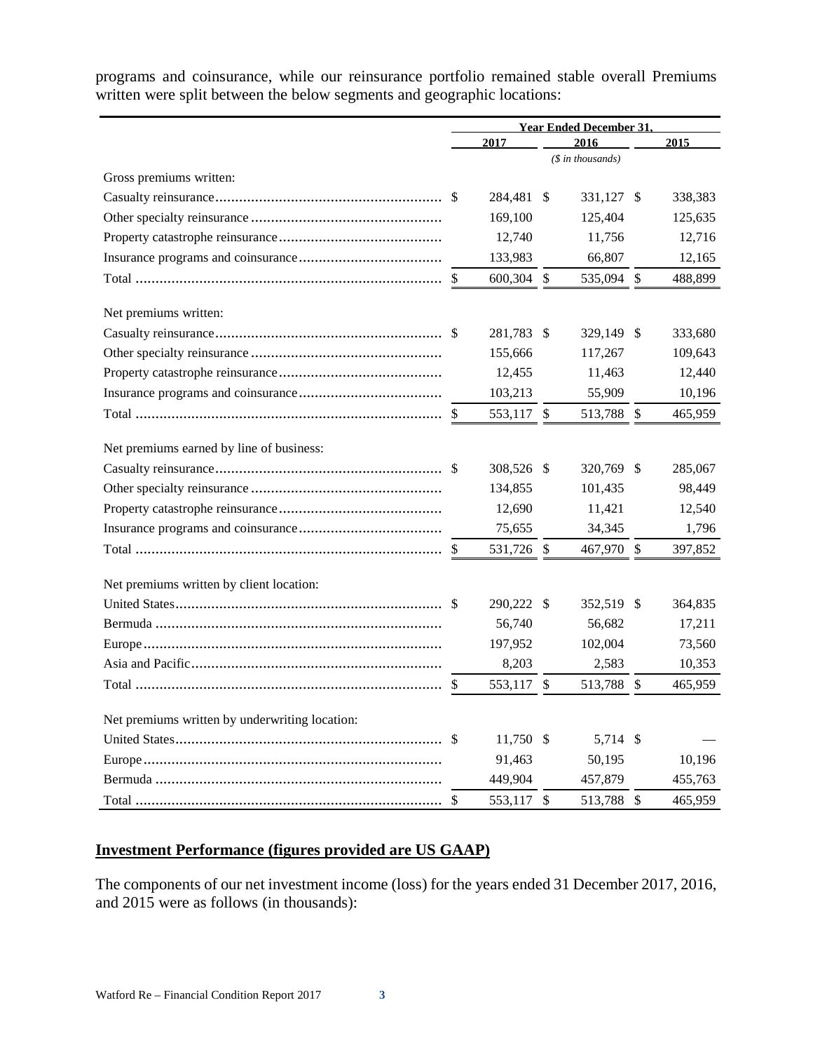programs and coinsurance, while our reinsurance portfolio remained stable overall Premiums written were split between the below segments and geographic locations:

| | Year Ended December 31, | | |
|---|---|---|---|
| | 2017 | 2016 | 2015 |
| | | ($ in thousands) | |
| Gross premiums written: | | | |
| Casualty reinsurance | $ 284,481 | $ 331,127 | $ 338,383 |
| Other specialty reinsurance | 169,100 | 125,404 | 125,635 |
| Property catastrophe reinsurance | 12,740 | 11,756 | 12,716 |
| Insurance programs and coinsurance | 133,983 | 66,807 | 12,165 |
| Total | $ 600,304 | $ 535,094 | $ 488,899 |
| Net premiums written: | | | |
| Casualty reinsurance | $ 281,783 | $ 329,149 | $ 333,680 |
| Other specialty reinsurance | 155,666 | 117,267 | 109,643 |
| Property catastrophe reinsurance | 12,455 | 11,463 | 12,440 |
| Insurance programs and coinsurance | 103,213 | 55,909 | 10,196 |
| Total | $ 553,117 | $ 513,788 | $ 465,959 |
| Net premiums earned by line of business: | | | |
| Casualty reinsurance | $ 308,526 | $ 320,769 | $ 285,067 |
| Other specialty reinsurance | 134,855 | 101,435 | 98,449 |
| Property catastrophe reinsurance | 12,690 | 11,421 | 12,540 |
| Insurance programs and coinsurance | 75,655 | 34,345 | 1,796 |
| Total | $ 531,726 | $ 467,970 | $ 397,852 |
| Net premiums written by client location: | | | |
| United States | $ 290,222 | $ 352,519 | $ 364,835 |
| Bermuda | 56,740 | 56,682 | 17,211 |
| Europe | 197,952 | 102,004 | 73,560 |
| Asia and Pacific | 8,203 | 2,583 | 10,353 |
| Total | $ 553,117 | $ 513,788 | $ 465,959 |
| Net premiums written by underwriting location: | | | |
| United States | $ 11,750 | $ 5,714 | $ — |
| Europe | 91,463 | 50,195 | 10,196 |
| Bermuda | 449,904 | 457,879 | 455,763 |
| Total | $ 553,117 | $ 513,788 | $ 465,959 |

## Investment Performance (figures provided are US GAAP)

The components of our net investment income (loss) for the years ended 31 December 2017, 2016, and 2015 were as follows (in thousands):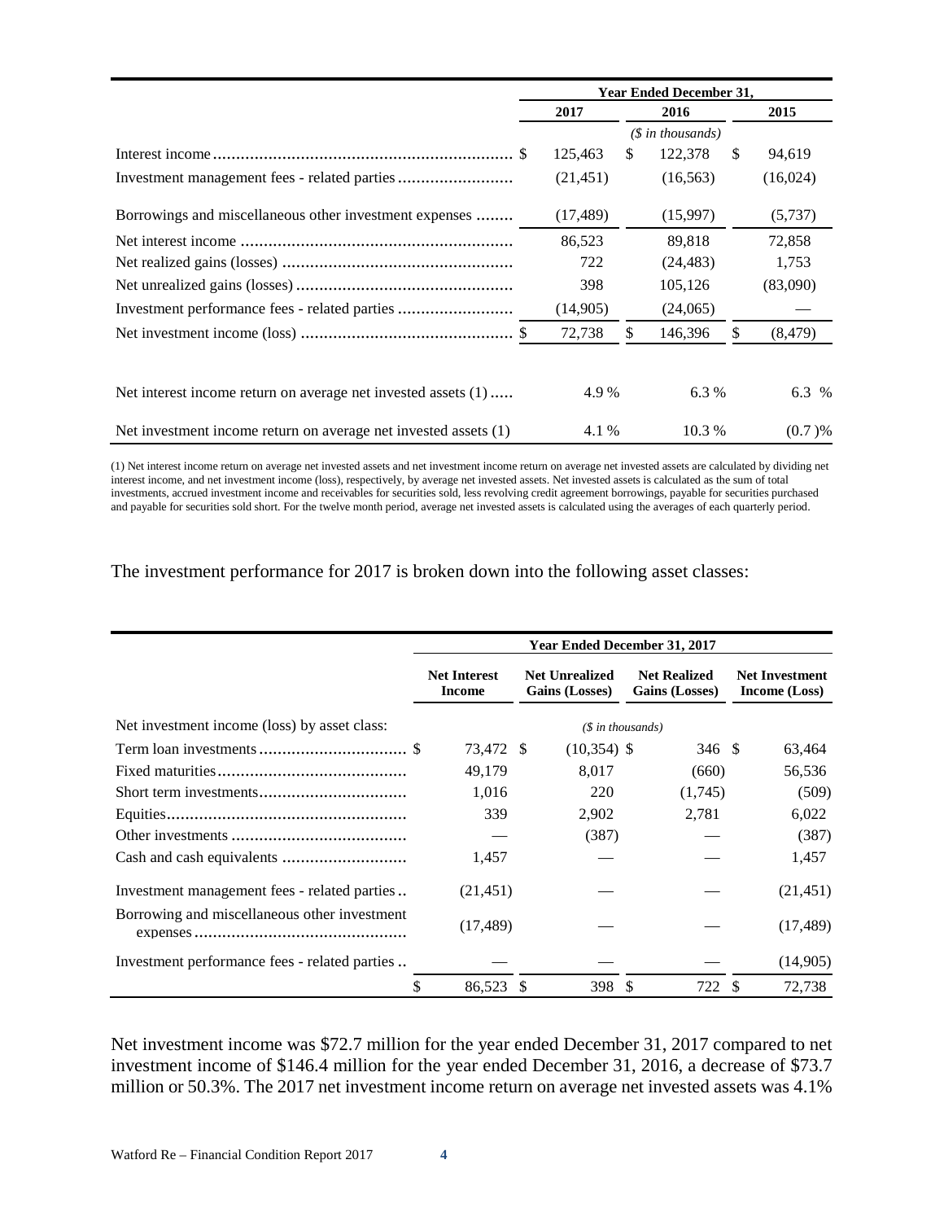| | Year Ended December 31, | | |
|---|---|---|---|
| | 2017 | 2016 | 2015 |
| | ($ in thousands) | | |
| Interest income | $ 125,463 | $ 122,378 | $ 94,619 |
| Investment management fees - related parties | (21,451) | (16,563) | (16,024) |
| Borrowings and miscellaneous other investment expenses | (17,489) | (15,997) | (5,737) |
| Net interest income | 86,523 | 89,818 | 72,858 |
| Net realized gains (losses) | 722 | (24,483) | 1,753 |
| Net unrealized gains (losses) | 398 | 105,126 | (83,090) |
| Investment performance fees - related parties | (14,905) | (24,065) | — |
| Net investment income (loss) | $ 72,738 | $ 146,396 | $ (8,479) |
| | | | |
| Net interest income return on average net invested assets (1) | 4.9 % | 6.3 % | 6.3 % |
| Net investment income return on average net invested assets (1) | 4.1 % | 10.3 % | (0.7 )% |

(1) Net interest income return on average net invested assets and net investment income return on average net invested assets are calculated by dividing net interest income, and net investment income (loss), respectively, by average net invested assets. Net invested assets is calculated as the sum of total investments, accrued investment income and receivables for securities sold, less revolving credit agreement borrowings, payable for securities purchased and payable for securities sold short. For the twelve month period, average net invested assets is calculated using the averages of each quarterly period.

The investment performance for 2017 is broken down into the following asset classes:

| | Year Ended December 31, 2017 | | | |
|---|---|---|---|---|
| | Net Interest Income | Net Unrealized Gains (Losses) | Net Realized Gains (Losses) | Net Investment Income (Loss) |
| Net investment income (loss) by asset class: | ($ in thousands) | | | |
| Term loan investments | $ 73,472 | $ (10,354) | $ 346 | $ 63,464 |
| Fixed maturities | 49,179 | 8,017 | (660) | 56,536 |
| Short term investments | 1,016 | 220 | (1,745) | (509) |
| Equities | 339 | 2,902 | 2,781 | 6,022 |
| Other investments | — | (387) | — | (387) |
| Cash and cash equivalents | 1,457 | — | — | 1,457 |
| Investment management fees - related parties | (21,451) | — | — | (21,451) |
| Borrowing and miscellaneous other investment expenses | (17,489) | — | — | (17,489) |
| Investment performance fees - related parties | — | — | — | (14,905) |
| | $ 86,523 | $ 398 | $ 722 | $ 72,738 |

Net investment income was $72.7 million for the year ended December 31, 2017 compared to net investment income of $146.4 million for the year ended December 31, 2016, a decrease of $73.7 million or 50.3%. The 2017 net investment income return on average net invested assets was 4.1%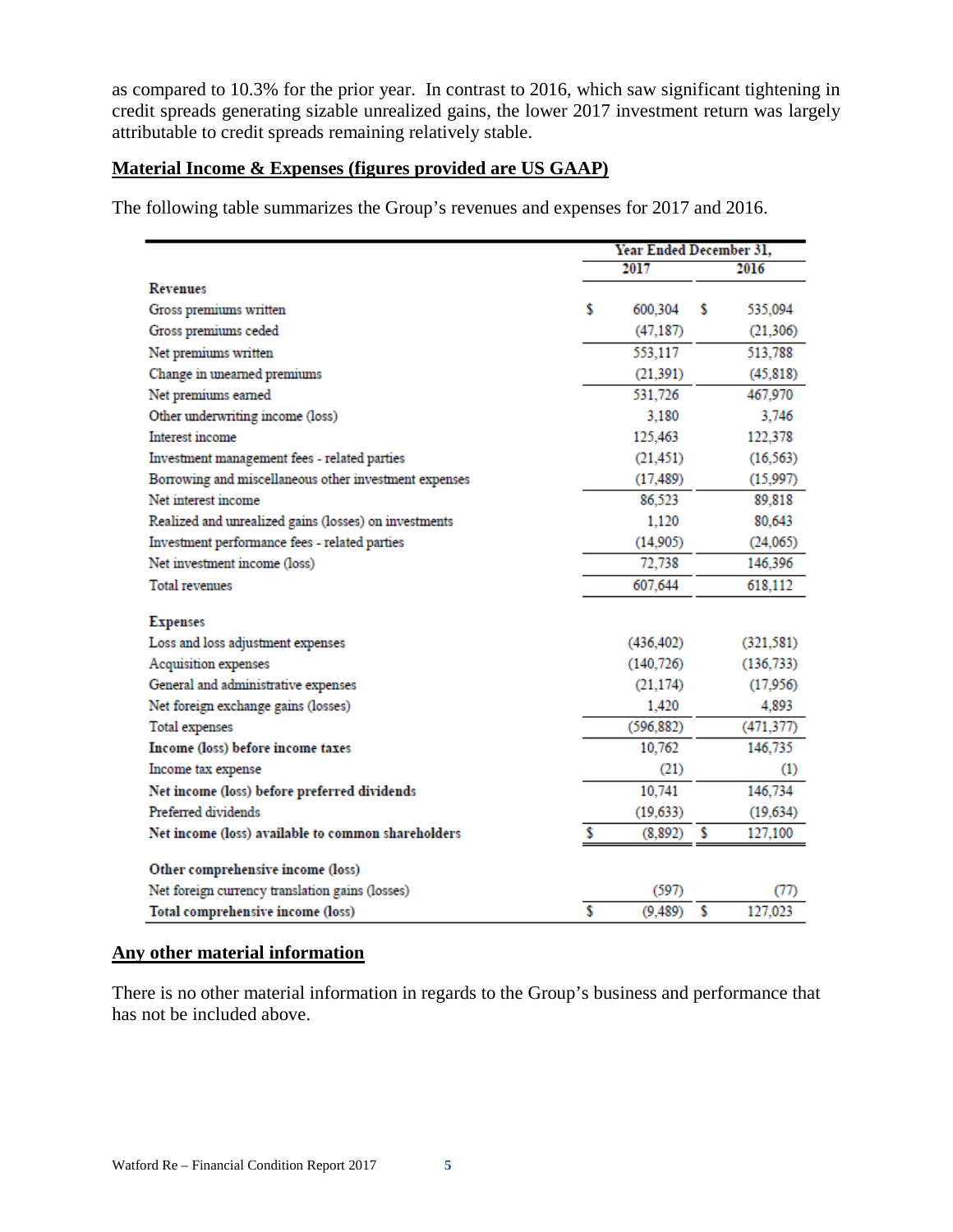as compared to 10.3% for the prior year. In contrast to 2016, which saw significant tightening in credit spreads generating sizable unrealized gains, the lower 2017 investment return was largely attributable to credit spreads remaining relatively stable.

## Material Income & Expenses (figures provided are US GAAP)

The following table summarizes the Group's revenues and expenses for 2017 and 2016.

| | Year Ended December 31, | |
|---|---|---|
| | 2017 | 2016 |
| **Revenues** | | |
| Gross premiums written | $ 600,304 | $ 535,094 |
| Gross premiums ceded | (47,187) | (21,306) |
| Net premiums written | 553,117 | 513,788 |
| Change in unearned premiums | (21,391) | (45,818) |
| Net premiums earned | 531,726 | 467,970 |
| Other underwriting income (loss) | 3,180 | 3,746 |
| Interest income | 125,463 | 122,378 |
| Investment management fees - related parties | (21,451) | (16,563) |
| Borrowing and miscellaneous other investment expenses | (17,489) | (15,997) |
| Net interest income | 86,523 | 89,818 |
| Realized and unrealized gains (losses) on investments | 1,120 | 80,643 |
| Investment performance fees - related parties | (14,905) | (24,065) |
| Net investment income (loss) | 72,738 | 146,396 |
| Total revenues | 607,644 | 618,112 |
| | | |
| **Expenses** | | |
| Loss and loss adjustment expenses | (436,402) | (321,581) |
| Acquisition expenses | (140,726) | (136,733) |
| General and administrative expenses | (21,174) | (17,956) |
| Net foreign exchange gains (losses) | 1,420 | 4,893 |
| Total expenses | (596,882) | (471,377) |
| **Income (loss) before income taxes** | 10,762 | 146,735 |
| Income tax expense | (21) | (1) |
| **Net income (loss) before preferred dividends** | 10,741 | 146,734 |
| Preferred dividends | (19,633) | (19,634) |
| **Net income (loss) available to common shareholders** | $ (8,892) | $ 127,100 |
| | | |
| **Other comprehensive income (loss)** | | |
| Net foreign currency translation gains (losses) | (597) | (77) |
| **Total comprehensive income (loss)** | $ (9,489) | $ 127,023 |

## Any other material information

There is no other material information in regards to the Group's business and performance that has not be included above.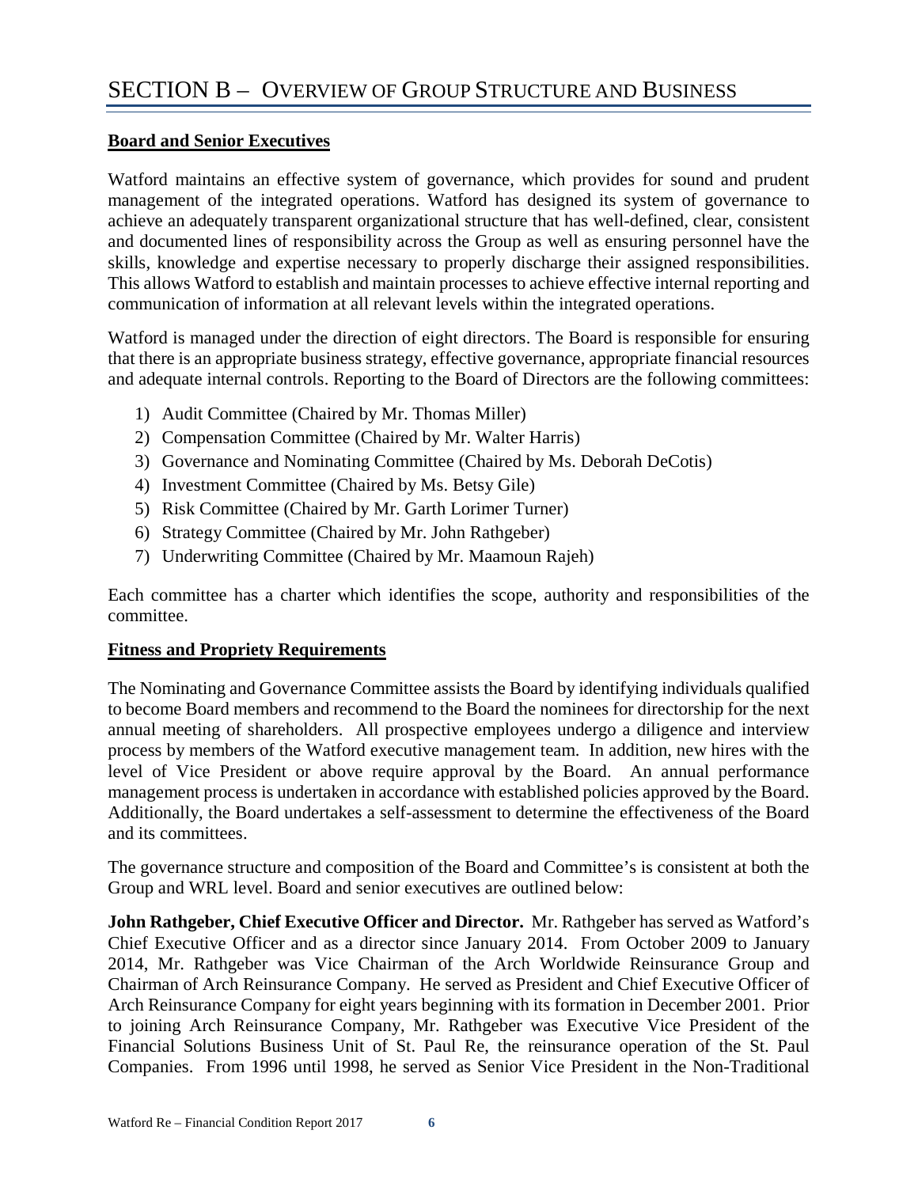# SECTION B – OVERVIEW OF GROUP STRUCTURE AND BUSINESS

## Board and Senior Executives

Watford maintains an effective system of governance, which provides for sound and prudent management of the integrated operations. Watford has designed its system of governance to achieve an adequately transparent organizational structure that has well-defined, clear, consistent and documented lines of responsibility across the Group as well as ensuring personnel have the skills, knowledge and expertise necessary to properly discharge their assigned responsibilities. This allows Watford to establish and maintain processes to achieve effective internal reporting and communication of information at all relevant levels within the integrated operations.

Watford is managed under the direction of eight directors. The Board is responsible for ensuring that there is an appropriate business strategy, effective governance, appropriate financial resources and adequate internal controls. Reporting to the Board of Directors are the following committees:

1) Audit Committee (Chaired by Mr. Thomas Miller)
2) Compensation Committee (Chaired by Mr. Walter Harris)
3) Governance and Nominating Committee (Chaired by Ms. Deborah DeCotis)
4) Investment Committee (Chaired by Ms. Betsy Gile)
5) Risk Committee (Chaired by Mr. Garth Lorimer Turner)
6) Strategy Committee (Chaired by Mr. John Rathgeber)
7) Underwriting Committee (Chaired by Mr. Maamoun Rajeh)

Each committee has a charter which identifies the scope, authority and responsibilities of the committee.

## Fitness and Propriety Requirements

The Nominating and Governance Committee assists the Board by identifying individuals qualified to become Board members and recommend to the Board the nominees for directorship for the next annual meeting of shareholders. All prospective employees undergo a diligence and interview process by members of the Watford executive management team. In addition, new hires with the level of Vice President or above require approval by the Board. An annual performance management process is undertaken in accordance with established policies approved by the Board. Additionally, the Board undertakes a self-assessment to determine the effectiveness of the Board and its committees.

The governance structure and composition of the Board and Committee's is consistent at both the Group and WRL level. Board and senior executives are outlined below:

**John Rathgeber, Chief Executive Officer and Director.** Mr. Rathgeber has served as Watford's Chief Executive Officer and as a director since January 2014. From October 2009 to January 2014, Mr. Rathgeber was Vice Chairman of the Arch Worldwide Reinsurance Group and Chairman of Arch Reinsurance Company. He served as President and Chief Executive Officer of Arch Reinsurance Company for eight years beginning with its formation in December 2001. Prior to joining Arch Reinsurance Company, Mr. Rathgeber was Executive Vice President of the Financial Solutions Business Unit of St. Paul Re, the reinsurance operation of the St. Paul Companies. From 1996 until 1998, he served as Senior Vice President in the Non-Traditional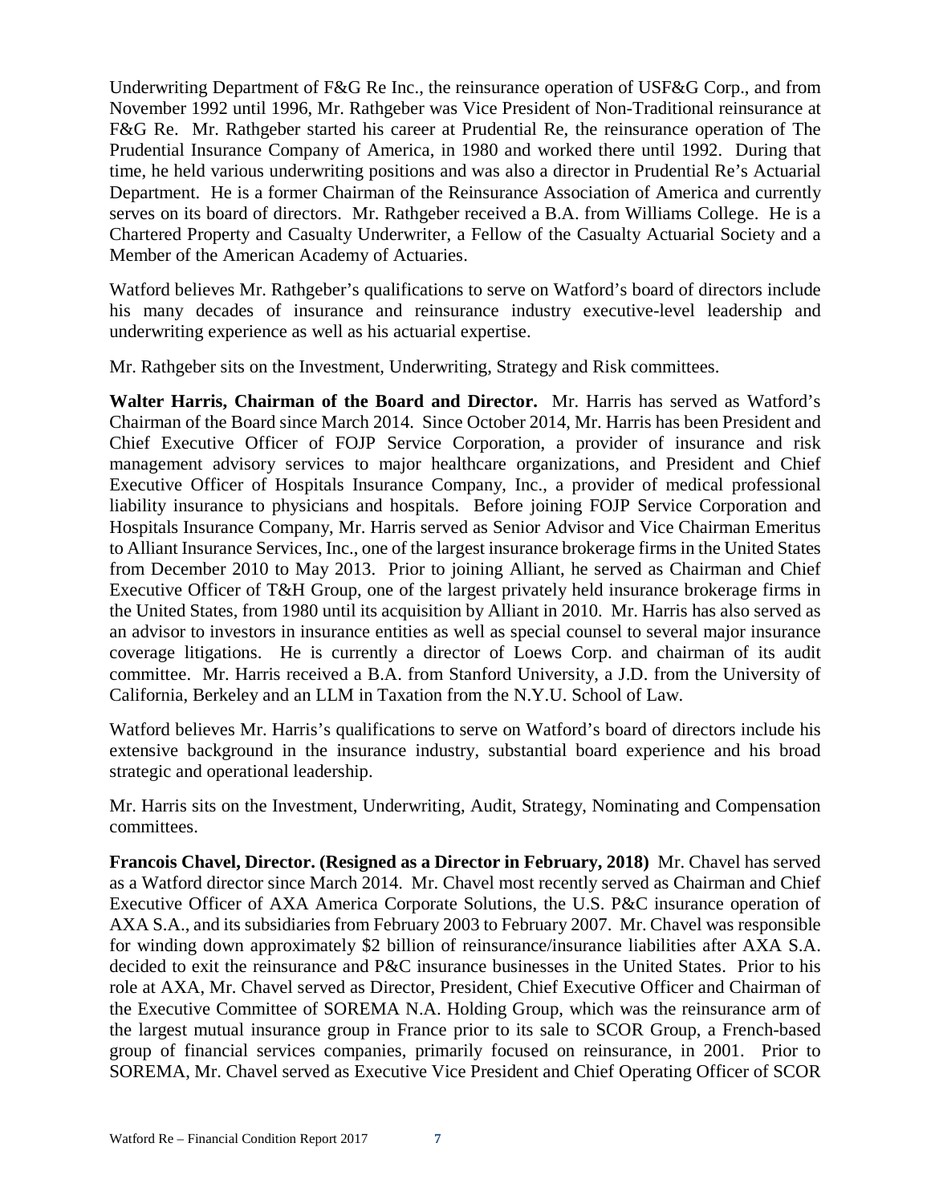Underwriting Department of F&G Re Inc., the reinsurance operation of USF&G Corp., and from November 1992 until 1996, Mr. Rathgeber was Vice President of Non-Traditional reinsurance at F&G Re. Mr. Rathgeber started his career at Prudential Re, the reinsurance operation of The Prudential Insurance Company of America, in 1980 and worked there until 1992. During that time, he held various underwriting positions and was also a director in Prudential Re's Actuarial Department. He is a former Chairman of the Reinsurance Association of America and currently serves on its board of directors. Mr. Rathgeber received a B.A. from Williams College. He is a Chartered Property and Casualty Underwriter, a Fellow of the Casualty Actuarial Society and a Member of the American Academy of Actuaries.

Watford believes Mr. Rathgeber's qualifications to serve on Watford's board of directors include his many decades of insurance and reinsurance industry executive-level leadership and underwriting experience as well as his actuarial expertise.

Mr. Rathgeber sits on the Investment, Underwriting, Strategy and Risk committees.

**Walter Harris, Chairman of the Board and Director.** Mr. Harris has served as Watford's Chairman of the Board since March 2014. Since October 2014, Mr. Harris has been President and Chief Executive Officer of FOJP Service Corporation, a provider of insurance and risk management advisory services to major healthcare organizations, and President and Chief Executive Officer of Hospitals Insurance Company, Inc., a provider of medical professional liability insurance to physicians and hospitals. Before joining FOJP Service Corporation and Hospitals Insurance Company, Mr. Harris served as Senior Advisor and Vice Chairman Emeritus to Alliant Insurance Services, Inc., one of the largest insurance brokerage firms in the United States from December 2010 to May 2013. Prior to joining Alliant, he served as Chairman and Chief Executive Officer of T&H Group, one of the largest privately held insurance brokerage firms in the United States, from 1980 until its acquisition by Alliant in 2010. Mr. Harris has also served as an advisor to investors in insurance entities as well as special counsel to several major insurance coverage litigations. He is currently a director of Loews Corp. and chairman of its audit committee. Mr. Harris received a B.A. from Stanford University, a J.D. from the University of California, Berkeley and an LLM in Taxation from the N.Y.U. School of Law.

Watford believes Mr. Harris's qualifications to serve on Watford's board of directors include his extensive background in the insurance industry, substantial board experience and his broad strategic and operational leadership.

Mr. Harris sits on the Investment, Underwriting, Audit, Strategy, Nominating and Compensation committees.

**Francois Chavel, Director. (Resigned as a Director in February, 2018)** Mr. Chavel has served as a Watford director since March 2014. Mr. Chavel most recently served as Chairman and Chief Executive Officer of AXA America Corporate Solutions, the U.S. P&C insurance operation of AXA S.A., and its subsidiaries from February 2003 to February 2007. Mr. Chavel was responsible for winding down approximately $2 billion of reinsurance/insurance liabilities after AXA S.A. decided to exit the reinsurance and P&C insurance businesses in the United States. Prior to his role at AXA, Mr. Chavel served as Director, President, Chief Executive Officer and Chairman of the Executive Committee of SOREMA N.A. Holding Group, which was the reinsurance arm of the largest mutual insurance group in France prior to its sale to SCOR Group, a French-based group of financial services companies, primarily focused on reinsurance, in 2001. Prior to SOREMA, Mr. Chavel served as Executive Vice President and Chief Operating Officer of SCOR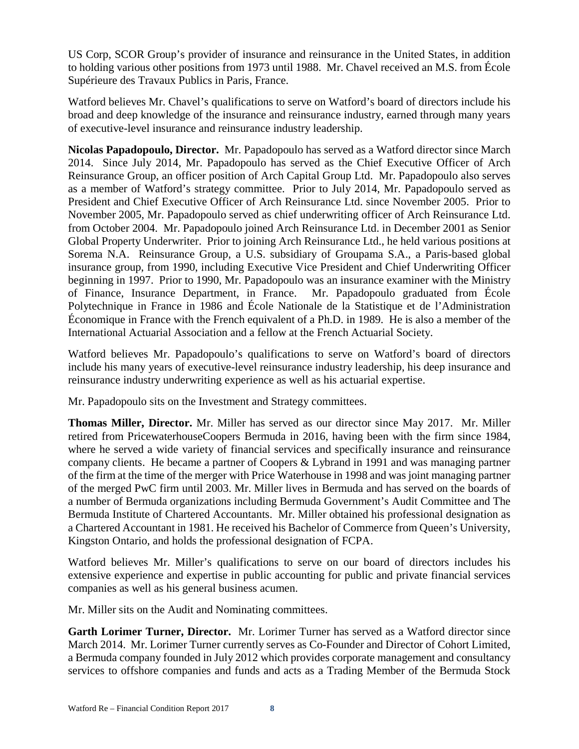US Corp, SCOR Group's provider of insurance and reinsurance in the United States, in addition to holding various other positions from 1973 until 1988. Mr. Chavel received an M.S. from École Supérieure des Travaux Publics in Paris, France.

Watford believes Mr. Chavel's qualifications to serve on Watford's board of directors include his broad and deep knowledge of the insurance and reinsurance industry, earned through many years of executive-level insurance and reinsurance industry leadership.

**Nicolas Papadopoulo, Director.** Mr. Papadopoulo has served as a Watford director since March 2014. Since July 2014, Mr. Papadopoulo has served as the Chief Executive Officer of Arch Reinsurance Group, an officer position of Arch Capital Group Ltd. Mr. Papadopoulo also serves as a member of Watford's strategy committee. Prior to July 2014, Mr. Papadopoulo served as President and Chief Executive Officer of Arch Reinsurance Ltd. since November 2005. Prior to November 2005, Mr. Papadopoulo served as chief underwriting officer of Arch Reinsurance Ltd. from October 2004. Mr. Papadopoulo joined Arch Reinsurance Ltd. in December 2001 as Senior Global Property Underwriter. Prior to joining Arch Reinsurance Ltd., he held various positions at Sorema N.A. Reinsurance Group, a U.S. subsidiary of Groupama S.A., a Paris-based global insurance group, from 1990, including Executive Vice President and Chief Underwriting Officer beginning in 1997. Prior to 1990, Mr. Papadopoulo was an insurance examiner with the Ministry of Finance, Insurance Department, in France. Mr. Papadopoulo graduated from École Polytechnique in France in 1986 and École Nationale de la Statistique et de l'Administration Économique in France with the French equivalent of a Ph.D. in 1989. He is also a member of the International Actuarial Association and a fellow at the French Actuarial Society.

Watford believes Mr. Papadopoulo's qualifications to serve on Watford's board of directors include his many years of executive-level reinsurance industry leadership, his deep insurance and reinsurance industry underwriting experience as well as his actuarial expertise.

Mr. Papadopoulo sits on the Investment and Strategy committees.

**Thomas Miller, Director.** Mr. Miller has served as our director since May 2017. Mr. Miller retired from PricewaterhouseCoopers Bermuda in 2016, having been with the firm since 1984, where he served a wide variety of financial services and specifically insurance and reinsurance company clients. He became a partner of Coopers & Lybrand in 1991 and was managing partner of the firm at the time of the merger with Price Waterhouse in 1998 and was joint managing partner of the merged PwC firm until 2003. Mr. Miller lives in Bermuda and has served on the boards of a number of Bermuda organizations including Bermuda Government's Audit Committee and The Bermuda Institute of Chartered Accountants. Mr. Miller obtained his professional designation as a Chartered Accountant in 1981. He received his Bachelor of Commerce from Queen's University, Kingston Ontario, and holds the professional designation of FCPA.

Watford believes Mr. Miller's qualifications to serve on our board of directors includes his extensive experience and expertise in public accounting for public and private financial services companies as well as his general business acumen.

Mr. Miller sits on the Audit and Nominating committees.

**Garth Lorimer Turner, Director.** Mr. Lorimer Turner has served as a Watford director since March 2014. Mr. Lorimer Turner currently serves as Co-Founder and Director of Cohort Limited, a Bermuda company founded in July 2012 which provides corporate management and consultancy services to offshore companies and funds and acts as a Trading Member of the Bermuda Stock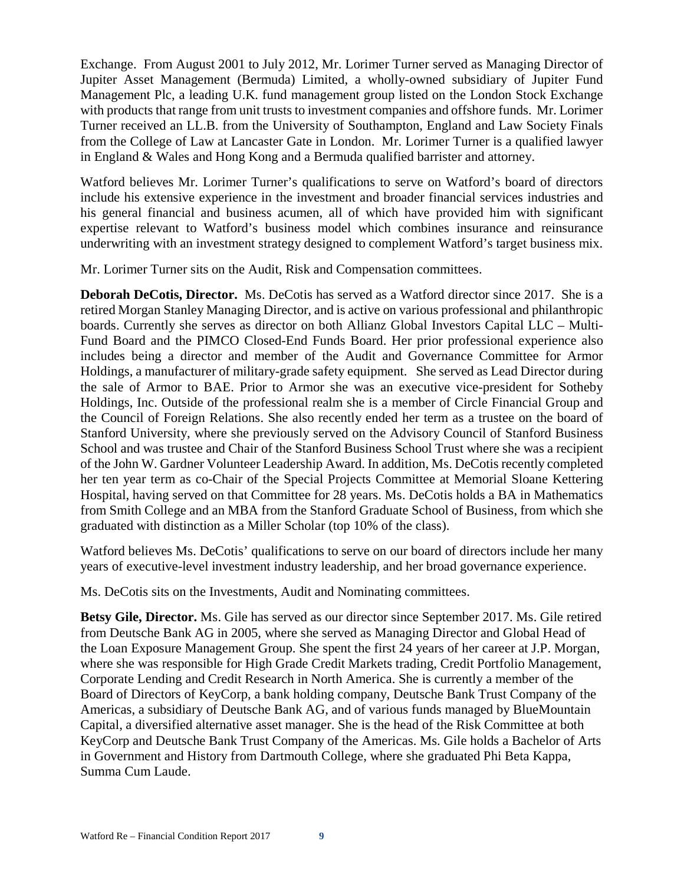Exchange. From August 2001 to July 2012, Mr. Lorimer Turner served as Managing Director of Jupiter Asset Management (Bermuda) Limited, a wholly-owned subsidiary of Jupiter Fund Management Plc, a leading U.K. fund management group listed on the London Stock Exchange with products that range from unit trusts to investment companies and offshore funds. Mr. Lorimer Turner received an LL.B. from the University of Southampton, England and Law Society Finals from the College of Law at Lancaster Gate in London. Mr. Lorimer Turner is a qualified lawyer in England & Wales and Hong Kong and a Bermuda qualified barrister and attorney.

Watford believes Mr. Lorimer Turner's qualifications to serve on Watford's board of directors include his extensive experience in the investment and broader financial services industries and his general financial and business acumen, all of which have provided him with significant expertise relevant to Watford's business model which combines insurance and reinsurance underwriting with an investment strategy designed to complement Watford's target business mix.

Mr. Lorimer Turner sits on the Audit, Risk and Compensation committees.

**Deborah DeCotis, Director.** Ms. DeCotis has served as a Watford director since 2017. She is a retired Morgan Stanley Managing Director, and is active on various professional and philanthropic boards. Currently she serves as director on both Allianz Global Investors Capital LLC – Multi-Fund Board and the PIMCO Closed-End Funds Board. Her prior professional experience also includes being a director and member of the Audit and Governance Committee for Armor Holdings, a manufacturer of military-grade safety equipment. She served as Lead Director during the sale of Armor to BAE. Prior to Armor she was an executive vice-president for Sotheby Holdings, Inc. Outside of the professional realm she is a member of Circle Financial Group and the Council of Foreign Relations. She also recently ended her term as a trustee on the board of Stanford University, where she previously served on the Advisory Council of Stanford Business School and was trustee and Chair of the Stanford Business School Trust where she was a recipient of the John W. Gardner Volunteer Leadership Award. In addition, Ms. DeCotis recently completed her ten year term as co-Chair of the Special Projects Committee at Memorial Sloane Kettering Hospital, having served on that Committee for 28 years. Ms. DeCotis holds a BA in Mathematics from Smith College and an MBA from the Stanford Graduate School of Business, from which she graduated with distinction as a Miller Scholar (top 10% of the class).

Watford believes Ms. DeCotis' qualifications to serve on our board of directors include her many years of executive-level investment industry leadership, and her broad governance experience.

Ms. DeCotis sits on the Investments, Audit and Nominating committees.

**Betsy Gile, Director.** Ms. Gile has served as our director since September 2017. Ms. Gile retired from Deutsche Bank AG in 2005, where she served as Managing Director and Global Head of the Loan Exposure Management Group. She spent the first 24 years of her career at J.P. Morgan, where she was responsible for High Grade Credit Markets trading, Credit Portfolio Management, Corporate Lending and Credit Research in North America. She is currently a member of the Board of Directors of KeyCorp, a bank holding company, Deutsche Bank Trust Company of the Americas, a subsidiary of Deutsche Bank AG, and of various funds managed by BlueMountain Capital, a diversified alternative asset manager. She is the head of the Risk Committee at both KeyCorp and Deutsche Bank Trust Company of the Americas. Ms. Gile holds a Bachelor of Arts in Government and History from Dartmouth College, where she graduated Phi Beta Kappa, Summa Cum Laude.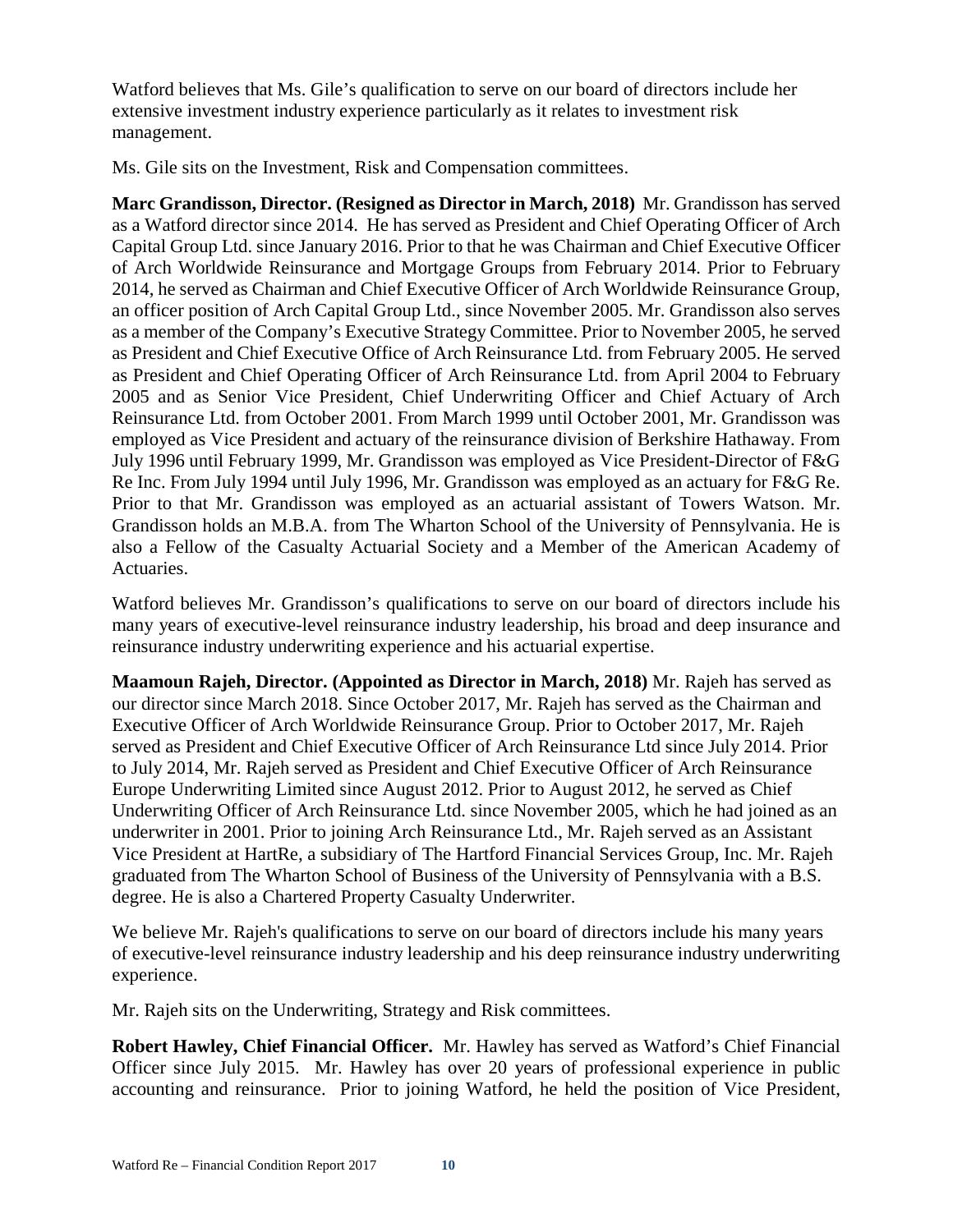Watford believes that Ms. Gile's qualification to serve on our board of directors include her extensive investment industry experience particularly as it relates to investment risk management.

Ms. Gile sits on the Investment, Risk and Compensation committees.

**Marc Grandisson, Director. (Resigned as Director in March, 2018)** Mr. Grandisson has served as a Watford director since 2014. He has served as President and Chief Operating Officer of Arch Capital Group Ltd. since January 2016. Prior to that he was Chairman and Chief Executive Officer of Arch Worldwide Reinsurance and Mortgage Groups from February 2014. Prior to February 2014, he served as Chairman and Chief Executive Officer of Arch Worldwide Reinsurance Group, an officer position of Arch Capital Group Ltd., since November 2005. Mr. Grandisson also serves as a member of the Company's Executive Strategy Committee. Prior to November 2005, he served as President and Chief Executive Office of Arch Reinsurance Ltd. from February 2005. He served as President and Chief Operating Officer of Arch Reinsurance Ltd. from April 2004 to February 2005 and as Senior Vice President, Chief Underwriting Officer and Chief Actuary of Arch Reinsurance Ltd. from October 2001. From March 1999 until October 2001, Mr. Grandisson was employed as Vice President and actuary of the reinsurance division of Berkshire Hathaway. From July 1996 until February 1999, Mr. Grandisson was employed as Vice President-Director of F&G Re Inc. From July 1994 until July 1996, Mr. Grandisson was employed as an actuary for F&G Re. Prior to that Mr. Grandisson was employed as an actuarial assistant of Towers Watson. Mr. Grandisson holds an M.B.A. from The Wharton School of the University of Pennsylvania. He is also a Fellow of the Casualty Actuarial Society and a Member of the American Academy of Actuaries.

Watford believes Mr. Grandisson's qualifications to serve on our board of directors include his many years of executive-level reinsurance industry leadership, his broad and deep insurance and reinsurance industry underwriting experience and his actuarial expertise.

**Maamoun Rajeh, Director. (Appointed as Director in March, 2018)** Mr. Rajeh has served as our director since March 2018. Since October 2017, Mr. Rajeh has served as the Chairman and Executive Officer of Arch Worldwide Reinsurance Group. Prior to October 2017, Mr. Rajeh served as President and Chief Executive Officer of Arch Reinsurance Ltd since July 2014. Prior to July 2014, Mr. Rajeh served as President and Chief Executive Officer of Arch Reinsurance Europe Underwriting Limited since August 2012. Prior to August 2012, he served as Chief Underwriting Officer of Arch Reinsurance Ltd. since November 2005, which he had joined as an underwriter in 2001. Prior to joining Arch Reinsurance Ltd., Mr. Rajeh served as an Assistant Vice President at HartRe, a subsidiary of The Hartford Financial Services Group, Inc. Mr. Rajeh graduated from The Wharton School of Business of the University of Pennsylvania with a B.S. degree. He is also a Chartered Property Casualty Underwriter.

We believe Mr. Rajeh's qualifications to serve on our board of directors include his many years of executive-level reinsurance industry leadership and his deep reinsurance industry underwriting experience.

Mr. Rajeh sits on the Underwriting, Strategy and Risk committees.

**Robert Hawley, Chief Financial Officer.** Mr. Hawley has served as Watford's Chief Financial Officer since July 2015. Mr. Hawley has over 20 years of professional experience in public accounting and reinsurance. Prior to joining Watford, he held the position of Vice President,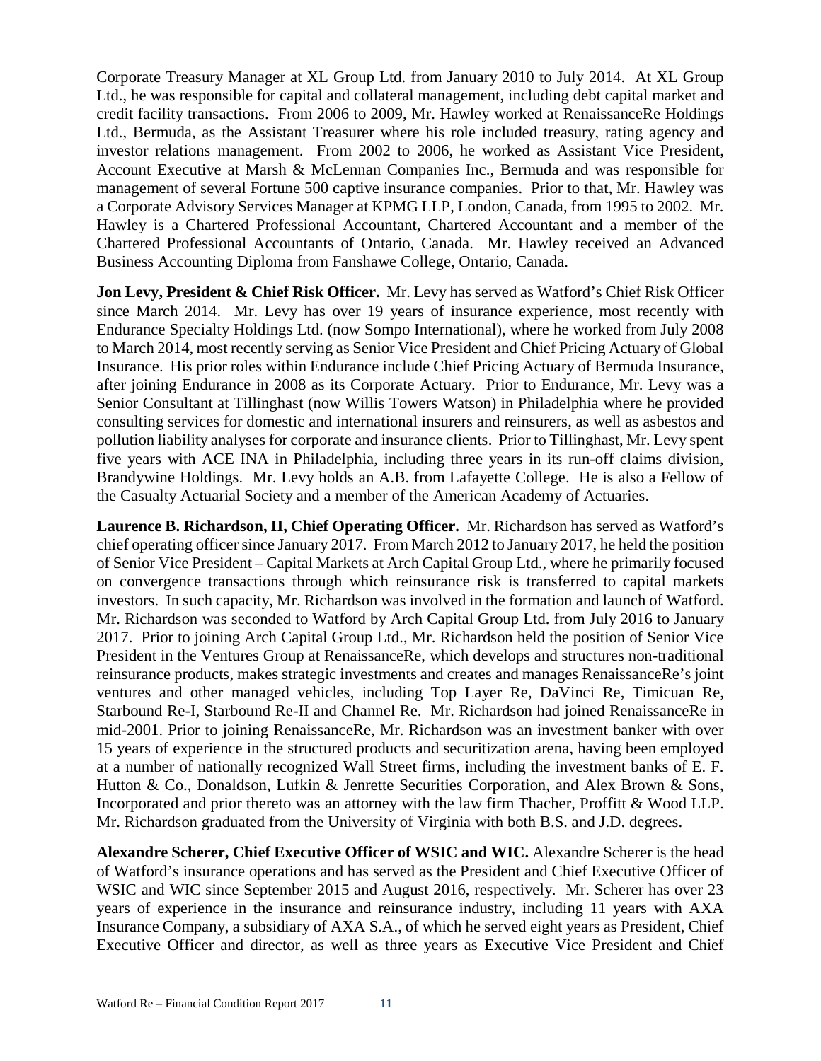Corporate Treasury Manager at XL Group Ltd. from January 2010 to July 2014. At XL Group Ltd., he was responsible for capital and collateral management, including debt capital market and credit facility transactions. From 2006 to 2009, Mr. Hawley worked at RenaissanceRe Holdings Ltd., Bermuda, as the Assistant Treasurer where his role included treasury, rating agency and investor relations management. From 2002 to 2006, he worked as Assistant Vice President, Account Executive at Marsh & McLennan Companies Inc., Bermuda and was responsible for management of several Fortune 500 captive insurance companies. Prior to that, Mr. Hawley was a Corporate Advisory Services Manager at KPMG LLP, London, Canada, from 1995 to 2002. Mr. Hawley is a Chartered Professional Accountant, Chartered Accountant and a member of the Chartered Professional Accountants of Ontario, Canada. Mr. Hawley received an Advanced Business Accounting Diploma from Fanshawe College, Ontario, Canada.

**Jon Levy, President & Chief Risk Officer.** Mr. Levy has served as Watford's Chief Risk Officer since March 2014. Mr. Levy has over 19 years of insurance experience, most recently with Endurance Specialty Holdings Ltd. (now Sompo International), where he worked from July 2008 to March 2014, most recently serving as Senior Vice President and Chief Pricing Actuary of Global Insurance. His prior roles within Endurance include Chief Pricing Actuary of Bermuda Insurance, after joining Endurance in 2008 as its Corporate Actuary. Prior to Endurance, Mr. Levy was a Senior Consultant at Tillinghast (now Willis Towers Watson) in Philadelphia where he provided consulting services for domestic and international insurers and reinsurers, as well as asbestos and pollution liability analyses for corporate and insurance clients. Prior to Tillinghast, Mr. Levy spent five years with ACE INA in Philadelphia, including three years in its run-off claims division, Brandywine Holdings. Mr. Levy holds an A.B. from Lafayette College. He is also a Fellow of the Casualty Actuarial Society and a member of the American Academy of Actuaries.

**Laurence B. Richardson, II, Chief Operating Officer.** Mr. Richardson has served as Watford's chief operating officer since January 2017. From March 2012 to January 2017, he held the position of Senior Vice President – Capital Markets at Arch Capital Group Ltd., where he primarily focused on convergence transactions through which reinsurance risk is transferred to capital markets investors. In such capacity, Mr. Richardson was involved in the formation and launch of Watford. Mr. Richardson was seconded to Watford by Arch Capital Group Ltd. from July 2016 to January 2017. Prior to joining Arch Capital Group Ltd., Mr. Richardson held the position of Senior Vice President in the Ventures Group at RenaissanceRe, which develops and structures non-traditional reinsurance products, makes strategic investments and creates and manages RenaissanceRe's joint ventures and other managed vehicles, including Top Layer Re, DaVinci Re, Timicuan Re, Starbound Re-I, Starbound Re-II and Channel Re. Mr. Richardson had joined RenaissanceRe in mid-2001. Prior to joining RenaissanceRe, Mr. Richardson was an investment banker with over 15 years of experience in the structured products and securitization arena, having been employed at a number of nationally recognized Wall Street firms, including the investment banks of E. F. Hutton & Co., Donaldson, Lufkin & Jenrette Securities Corporation, and Alex Brown & Sons, Incorporated and prior thereto was an attorney with the law firm Thacher, Proffitt & Wood LLP. Mr. Richardson graduated from the University of Virginia with both B.S. and J.D. degrees.

**Alexandre Scherer, Chief Executive Officer of WSIC and WIC.** Alexandre Scherer is the head of Watford's insurance operations and has served as the President and Chief Executive Officer of WSIC and WIC since September 2015 and August 2016, respectively. Mr. Scherer has over 23 years of experience in the insurance and reinsurance industry, including 11 years with AXA Insurance Company, a subsidiary of AXA S.A., of which he served eight years as President, Chief Executive Officer and director, as well as three years as Executive Vice President and Chief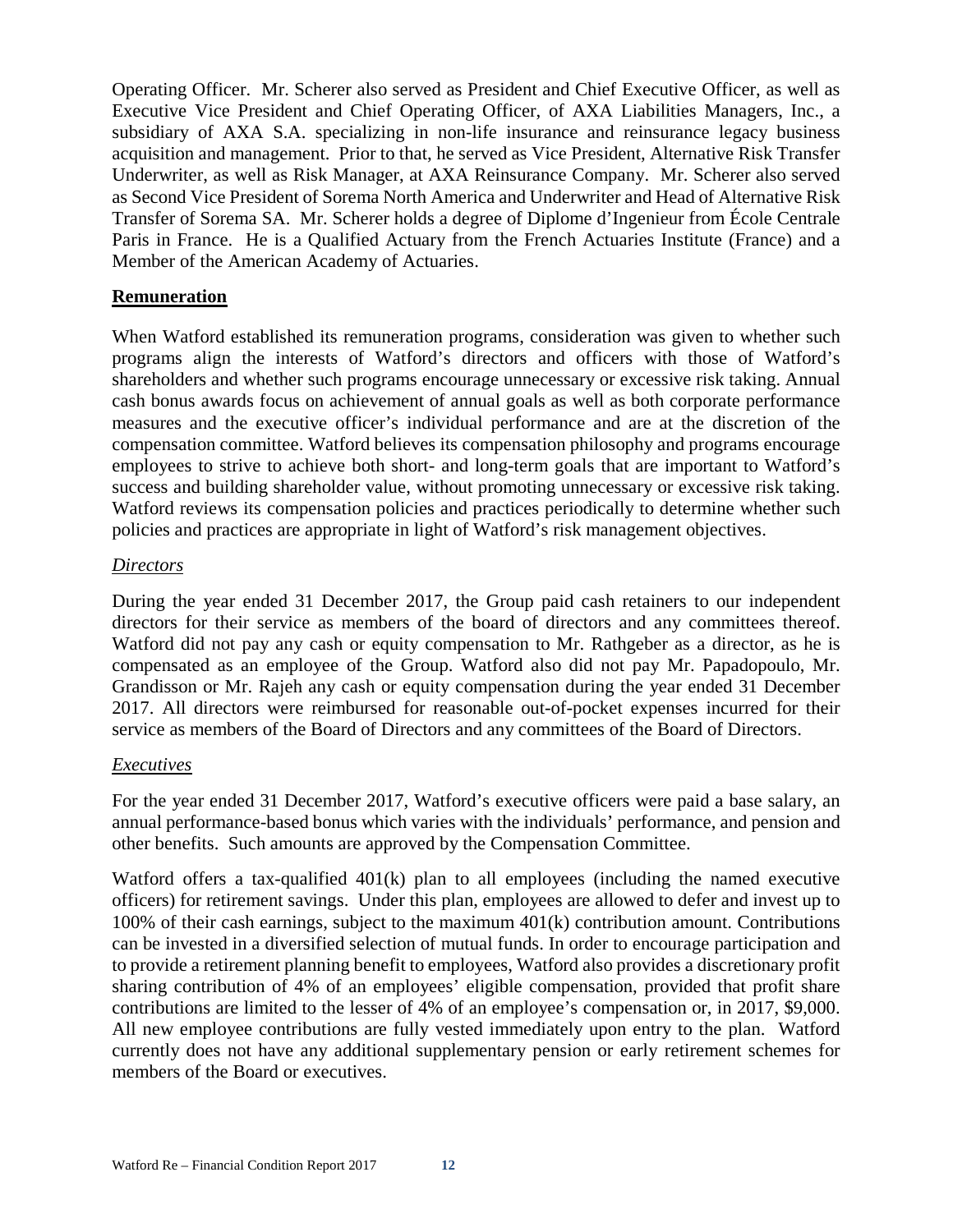Operating Officer. Mr. Scherer also served as President and Chief Executive Officer, as well as Executive Vice President and Chief Operating Officer, of AXA Liabilities Managers, Inc., a subsidiary of AXA S.A. specializing in non-life insurance and reinsurance legacy business acquisition and management. Prior to that, he served as Vice President, Alternative Risk Transfer Underwriter, as well as Risk Manager, at AXA Reinsurance Company. Mr. Scherer also served as Second Vice President of Sorema North America and Underwriter and Head of Alternative Risk Transfer of Sorema SA. Mr. Scherer holds a degree of Diplome d'Ingenieur from École Centrale Paris in France. He is a Qualified Actuary from the French Actuaries Institute (France) and a Member of the American Academy of Actuaries.

## Remuneration

When Watford established its remuneration programs, consideration was given to whether such programs align the interests of Watford's directors and officers with those of Watford's shareholders and whether such programs encourage unnecessary or excessive risk taking. Annual cash bonus awards focus on achievement of annual goals as well as both corporate performance measures and the executive officer's individual performance and are at the discretion of the compensation committee. Watford believes its compensation philosophy and programs encourage employees to strive to achieve both short- and long-term goals that are important to Watford's success and building shareholder value, without promoting unnecessary or excessive risk taking. Watford reviews its compensation policies and practices periodically to determine whether such policies and practices are appropriate in light of Watford's risk management objectives.

### *Directors*

During the year ended 31 December 2017, the Group paid cash retainers to our independent directors for their service as members of the board of directors and any committees thereof. Watford did not pay any cash or equity compensation to Mr. Rathgeber as a director, as he is compensated as an employee of the Group. Watford also did not pay Mr. Papadopoulo, Mr. Grandisson or Mr. Rajeh any cash or equity compensation during the year ended 31 December 2017. All directors were reimbursed for reasonable out-of-pocket expenses incurred for their service as members of the Board of Directors and any committees of the Board of Directors.

### *Executives*

For the year ended 31 December 2017, Watford's executive officers were paid a base salary, an annual performance-based bonus which varies with the individuals' performance, and pension and other benefits. Such amounts are approved by the Compensation Committee.

Watford offers a tax-qualified 401(k) plan to all employees (including the named executive officers) for retirement savings. Under this plan, employees are allowed to defer and invest up to 100% of their cash earnings, subject to the maximum 401(k) contribution amount. Contributions can be invested in a diversified selection of mutual funds. In order to encourage participation and to provide a retirement planning benefit to employees, Watford also provides a discretionary profit sharing contribution of 4% of an employees' eligible compensation, provided that profit share contributions are limited to the lesser of 4% of an employee's compensation or, in 2017, $9,000. All new employee contributions are fully vested immediately upon entry to the plan. Watford currently does not have any additional supplementary pension or early retirement schemes for members of the Board or executives.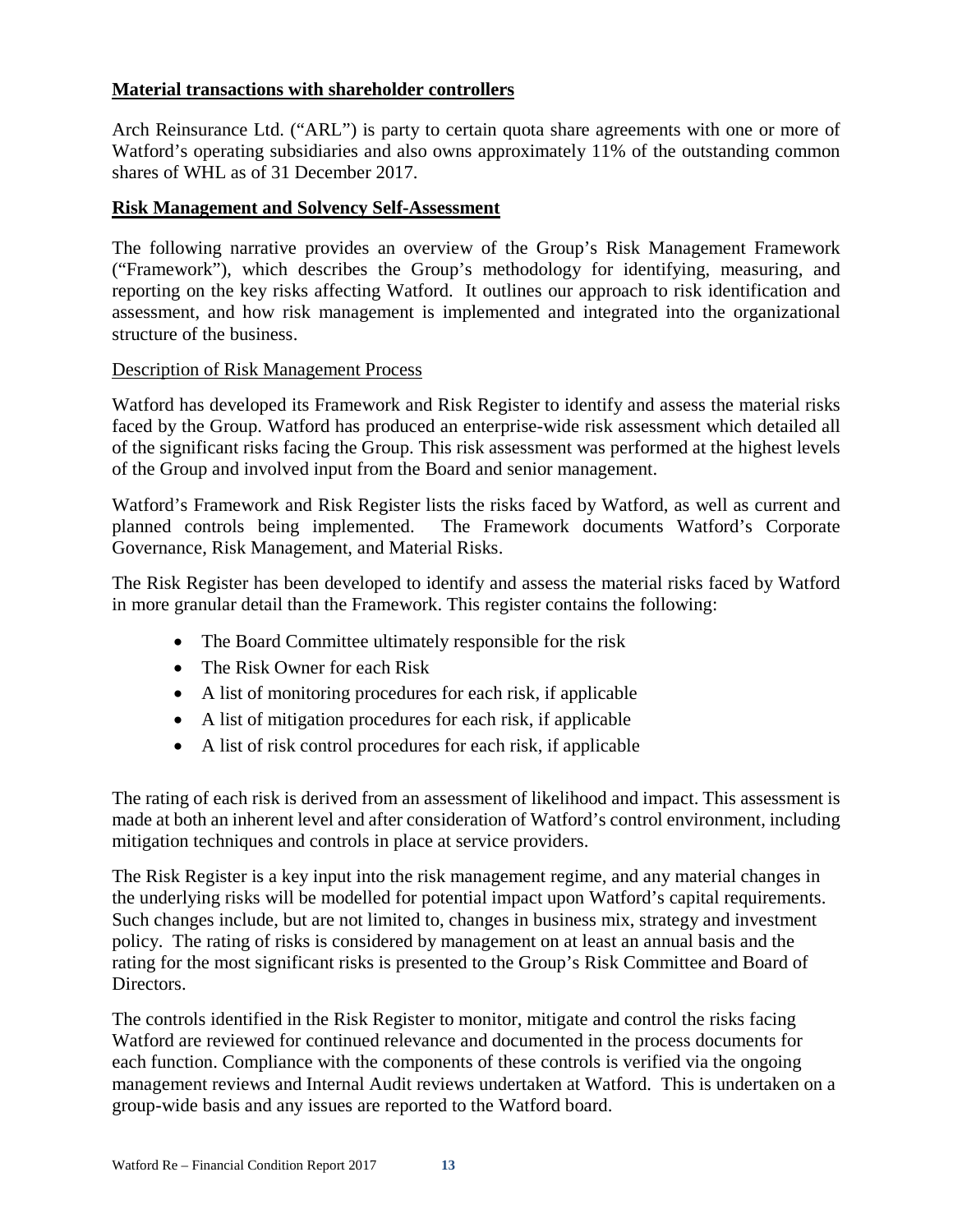## Material transactions with shareholder controllers

Arch Reinsurance Ltd. ("ARL") is party to certain quota share agreements with one or more of Watford's operating subsidiaries and also owns approximately 11% of the outstanding common shares of WHL as of 31 December 2017.

## Risk Management and Solvency Self-Assessment

The following narrative provides an overview of the Group's Risk Management Framework ("Framework"), which describes the Group's methodology for identifying, measuring, and reporting on the key risks affecting Watford. It outlines our approach to risk identification and assessment, and how risk management is implemented and integrated into the organizational structure of the business.

### Description of Risk Management Process

Watford has developed its Framework and Risk Register to identify and assess the material risks faced by the Group. Watford has produced an enterprise-wide risk assessment which detailed all of the significant risks facing the Group. This risk assessment was performed at the highest levels of the Group and involved input from the Board and senior management.

Watford's Framework and Risk Register lists the risks faced by Watford, as well as current and planned controls being implemented. The Framework documents Watford's Corporate Governance, Risk Management, and Material Risks.

The Risk Register has been developed to identify and assess the material risks faced by Watford in more granular detail than the Framework. This register contains the following:

- The Board Committee ultimately responsible for the risk
- The Risk Owner for each Risk
- A list of monitoring procedures for each risk, if applicable
- A list of mitigation procedures for each risk, if applicable
- A list of risk control procedures for each risk, if applicable

The rating of each risk is derived from an assessment of likelihood and impact. This assessment is made at both an inherent level and after consideration of Watford's control environment, including mitigation techniques and controls in place at service providers.

The Risk Register is a key input into the risk management regime, and any material changes in the underlying risks will be modelled for potential impact upon Watford's capital requirements. Such changes include, but are not limited to, changes in business mix, strategy and investment policy. The rating of risks is considered by management on at least an annual basis and the rating for the most significant risks is presented to the Group's Risk Committee and Board of Directors.

The controls identified in the Risk Register to monitor, mitigate and control the risks facing Watford are reviewed for continued relevance and documented in the process documents for each function. Compliance with the components of these controls is verified via the ongoing management reviews and Internal Audit reviews undertaken at Watford. This is undertaken on a group-wide basis and any issues are reported to the Watford board.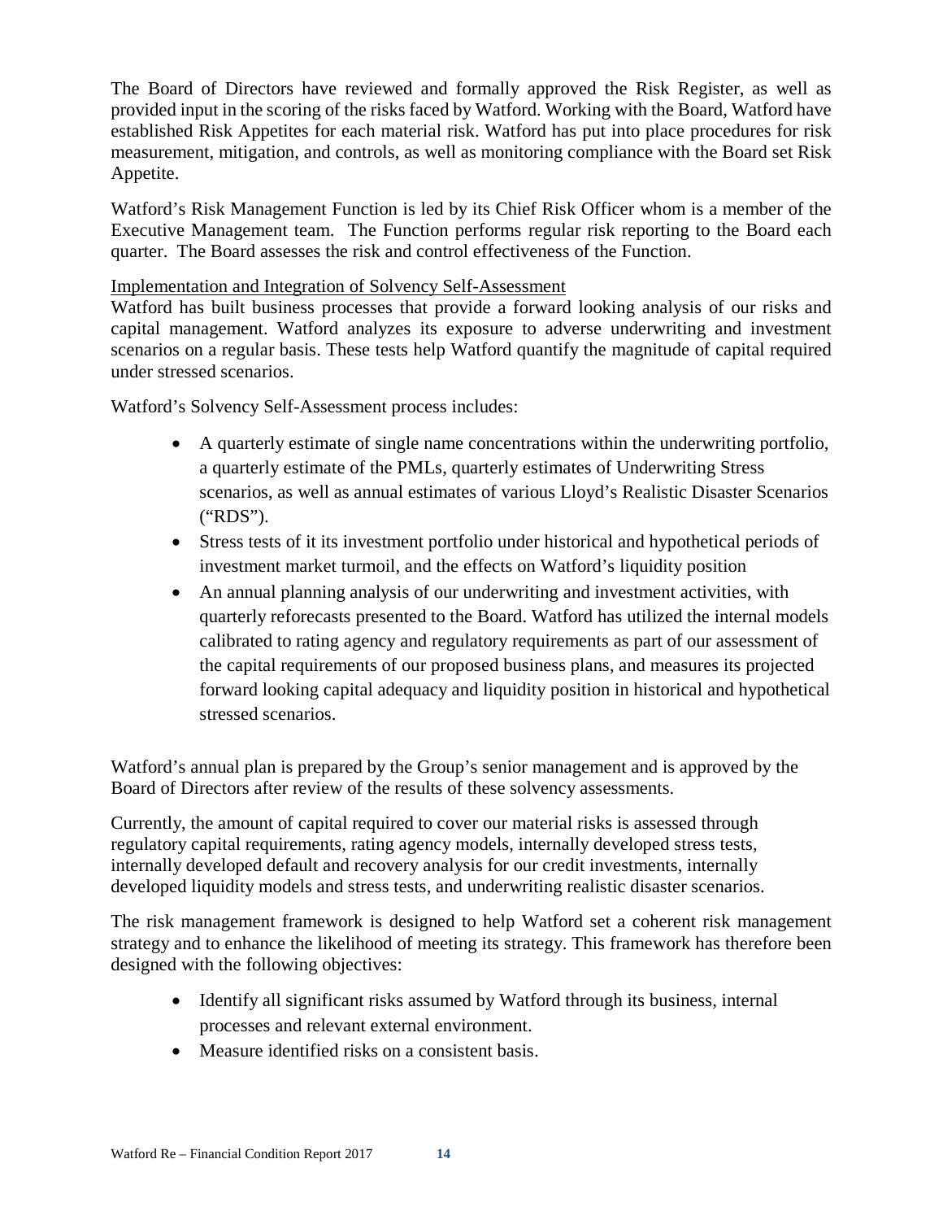The Board of Directors have reviewed and formally approved the Risk Register, as well as provided input in the scoring of the risks faced by Watford. Working with the Board, Watford have established Risk Appetites for each material risk. Watford has put into place procedures for risk measurement, mitigation, and controls, as well as monitoring compliance with the Board set Risk Appetite.

Watford's Risk Management Function is led by its Chief Risk Officer whom is a member of the Executive Management team. The Function performs regular risk reporting to the Board each quarter. The Board assesses the risk and control effectiveness of the Function.

Implementation and Integration of Solvency Self-Assessment

Watford has built business processes that provide a forward looking analysis of our risks and capital management. Watford analyzes its exposure to adverse underwriting and investment scenarios on a regular basis. These tests help Watford quantify the magnitude of capital required under stressed scenarios.

Watford's Solvency Self-Assessment process includes:

- A quarterly estimate of single name concentrations within the underwriting portfolio, a quarterly estimate of the PMLs, quarterly estimates of Underwriting Stress scenarios, as well as annual estimates of various Lloyd's Realistic Disaster Scenarios ("RDS").
- Stress tests of it its investment portfolio under historical and hypothetical periods of investment market turmoil, and the effects on Watford's liquidity position
- An annual planning analysis of our underwriting and investment activities, with quarterly reforecasts presented to the Board. Watford has utilized the internal models calibrated to rating agency and regulatory requirements as part of our assessment of the capital requirements of our proposed business plans, and measures its projected forward looking capital adequacy and liquidity position in historical and hypothetical stressed scenarios.

Watford's annual plan is prepared by the Group's senior management and is approved by the Board of Directors after review of the results of these solvency assessments.

Currently, the amount of capital required to cover our material risks is assessed through regulatory capital requirements, rating agency models, internally developed stress tests, internally developed default and recovery analysis for our credit investments, internally developed liquidity models and stress tests, and underwriting realistic disaster scenarios.

The risk management framework is designed to help Watford set a coherent risk management strategy and to enhance the likelihood of meeting its strategy. This framework has therefore been designed with the following objectives:

- Identify all significant risks assumed by Watford through its business, internal processes and relevant external environment.
- Measure identified risks on a consistent basis.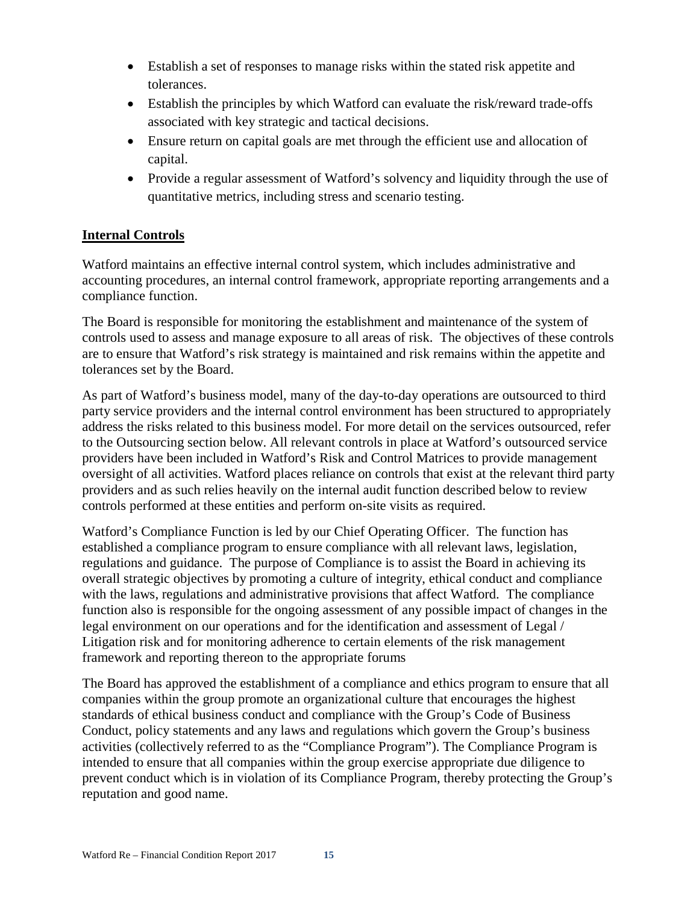- Establish a set of responses to manage risks within the stated risk appetite and tolerances.
- Establish the principles by which Watford can evaluate the risk/reward trade-offs associated with key strategic and tactical decisions.
- Ensure return on capital goals are met through the efficient use and allocation of capital.
- Provide a regular assessment of Watford's solvency and liquidity through the use of quantitative metrics, including stress and scenario testing.

## Internal Controls

Watford maintains an effective internal control system, which includes administrative and accounting procedures, an internal control framework, appropriate reporting arrangements and a compliance function.

The Board is responsible for monitoring the establishment and maintenance of the system of controls used to assess and manage exposure to all areas of risk. The objectives of these controls are to ensure that Watford's risk strategy is maintained and risk remains within the appetite and tolerances set by the Board.

As part of Watford's business model, many of the day-to-day operations are outsourced to third party service providers and the internal control environment has been structured to appropriately address the risks related to this business model. For more detail on the services outsourced, refer to the Outsourcing section below. All relevant controls in place at Watford's outsourced service providers have been included in Watford's Risk and Control Matrices to provide management oversight of all activities. Watford places reliance on controls that exist at the relevant third party providers and as such relies heavily on the internal audit function described below to review controls performed at these entities and perform on-site visits as required.

Watford's Compliance Function is led by our Chief Operating Officer. The function has established a compliance program to ensure compliance with all relevant laws, legislation, regulations and guidance. The purpose of Compliance is to assist the Board in achieving its overall strategic objectives by promoting a culture of integrity, ethical conduct and compliance with the laws, regulations and administrative provisions that affect Watford. The compliance function also is responsible for the ongoing assessment of any possible impact of changes in the legal environment on our operations and for the identification and assessment of Legal / Litigation risk and for monitoring adherence to certain elements of the risk management framework and reporting thereon to the appropriate forums

The Board has approved the establishment of a compliance and ethics program to ensure that all companies within the group promote an organizational culture that encourages the highest standards of ethical business conduct and compliance with the Group's Code of Business Conduct, policy statements and any laws and regulations which govern the Group's business activities (collectively referred to as the "Compliance Program"). The Compliance Program is intended to ensure that all companies within the group exercise appropriate due diligence to prevent conduct which is in violation of its Compliance Program, thereby protecting the Group's reputation and good name.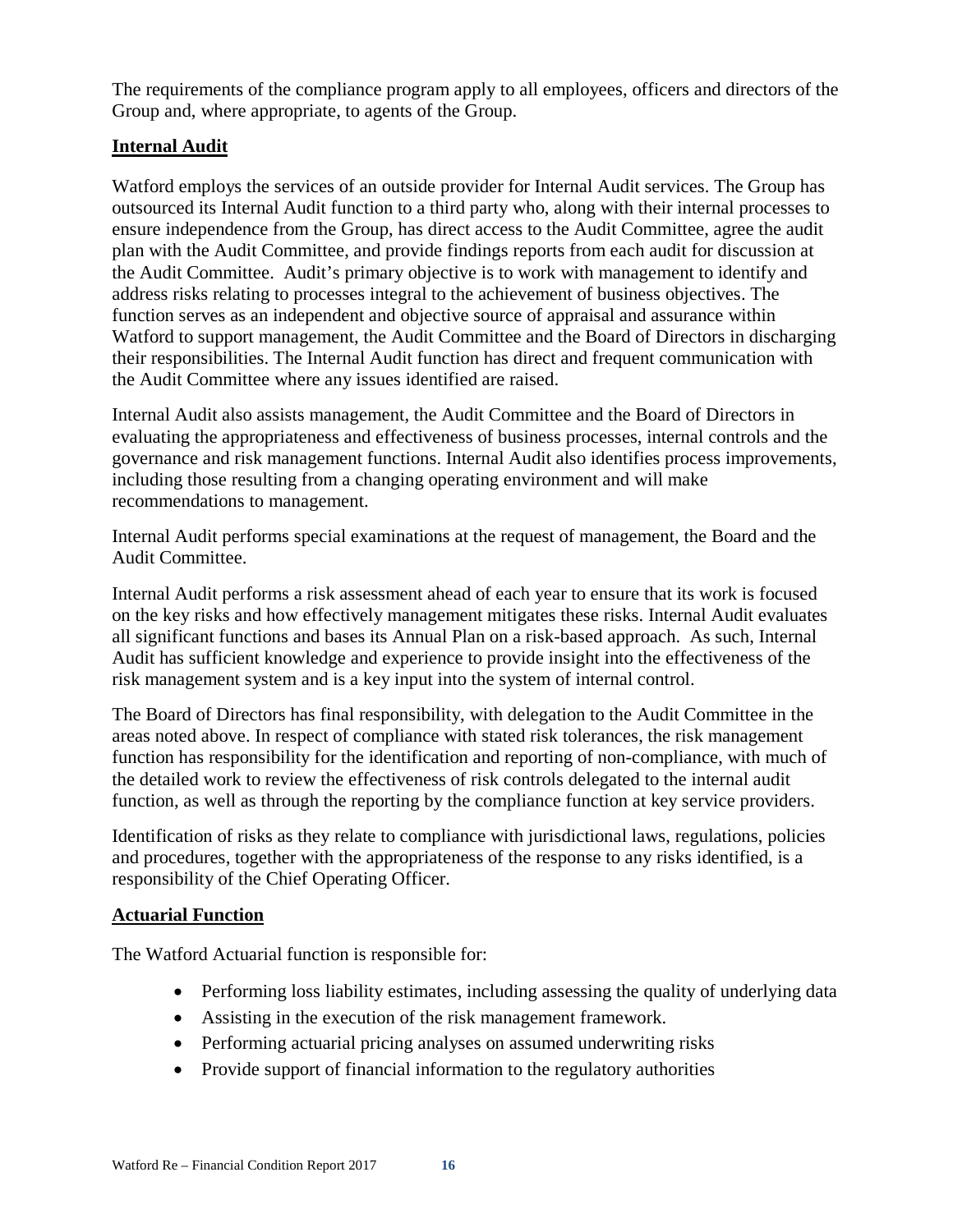The requirements of the compliance program apply to all employees, officers and directors of the Group and, where appropriate, to agents of the Group.

**Internal Audit**

Watford employs the services of an outside provider for Internal Audit services. The Group has outsourced its Internal Audit function to a third party who, along with their internal processes to ensure independence from the Group, has direct access to the Audit Committee, agree the audit plan with the Audit Committee, and provide findings reports from each audit for discussion at the Audit Committee. Audit's primary objective is to work with management to identify and address risks relating to processes integral to the achievement of business objectives. The function serves as an independent and objective source of appraisal and assurance within Watford to support management, the Audit Committee and the Board of Directors in discharging their responsibilities. The Internal Audit function has direct and frequent communication with the Audit Committee where any issues identified are raised.

Internal Audit also assists management, the Audit Committee and the Board of Directors in evaluating the appropriateness and effectiveness of business processes, internal controls and the governance and risk management functions. Internal Audit also identifies process improvements, including those resulting from a changing operating environment and will make recommendations to management.

Internal Audit performs special examinations at the request of management, the Board and the Audit Committee.

Internal Audit performs a risk assessment ahead of each year to ensure that its work is focused on the key risks and how effectively management mitigates these risks. Internal Audit evaluates all significant functions and bases its Annual Plan on a risk-based approach. As such, Internal Audit has sufficient knowledge and experience to provide insight into the effectiveness of the risk management system and is a key input into the system of internal control.

The Board of Directors has final responsibility, with delegation to the Audit Committee in the areas noted above. In respect of compliance with stated risk tolerances, the risk management function has responsibility for the identification and reporting of non-compliance, with much of the detailed work to review the effectiveness of risk controls delegated to the internal audit function, as well as through the reporting by the compliance function at key service providers.

Identification of risks as they relate to compliance with jurisdictional laws, regulations, policies and procedures, together with the appropriateness of the response to any risks identified, is a responsibility of the Chief Operating Officer.

**Actuarial Function**

The Watford Actuarial function is responsible for:

- Performing loss liability estimates, including assessing the quality of underlying data
- Assisting in the execution of the risk management framework.
- Performing actuarial pricing analyses on assumed underwriting risks
- Provide support of financial information to the regulatory authorities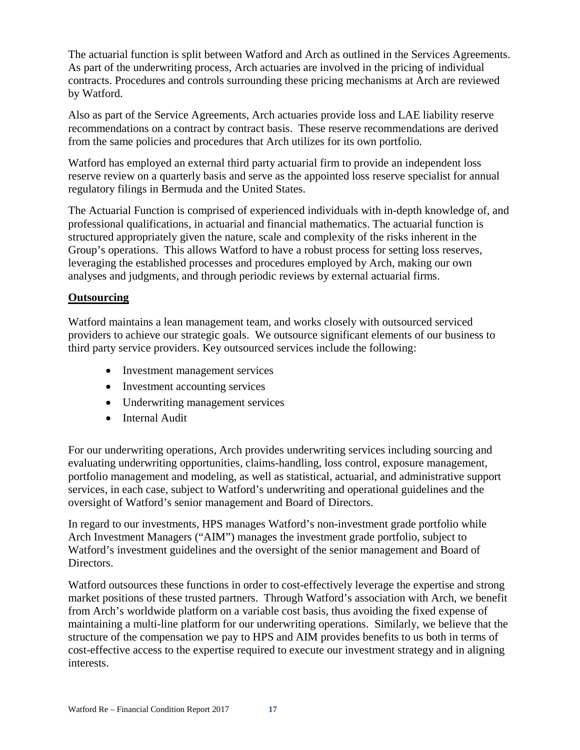The actuarial function is split between Watford and Arch as outlined in the Services Agreements. As part of the underwriting process, Arch actuaries are involved in the pricing of individual contracts. Procedures and controls surrounding these pricing mechanisms at Arch are reviewed by Watford.

Also as part of the Service Agreements, Arch actuaries provide loss and LAE liability reserve recommendations on a contract by contract basis. These reserve recommendations are derived from the same policies and procedures that Arch utilizes for its own portfolio.

Watford has employed an external third party actuarial firm to provide an independent loss reserve review on a quarterly basis and serve as the appointed loss reserve specialist for annual regulatory filings in Bermuda and the United States.

The Actuarial Function is comprised of experienced individuals with in-depth knowledge of, and professional qualifications, in actuarial and financial mathematics. The actuarial function is structured appropriately given the nature, scale and complexity of the risks inherent in the Group's operations. This allows Watford to have a robust process for setting loss reserves, leveraging the established processes and procedures employed by Arch, making our own analyses and judgments, and through periodic reviews by external actuarial firms.

**Outsourcing**

Watford maintains a lean management team, and works closely with outsourced serviced providers to achieve our strategic goals. We outsource significant elements of our business to third party service providers. Key outsourced services include the following:

- Investment management services
- Investment accounting services
- Underwriting management services
- Internal Audit

For our underwriting operations, Arch provides underwriting services including sourcing and evaluating underwriting opportunities, claims-handling, loss control, exposure management, portfolio management and modeling, as well as statistical, actuarial, and administrative support services, in each case, subject to Watford's underwriting and operational guidelines and the oversight of Watford's senior management and Board of Directors.

In regard to our investments, HPS manages Watford's non-investment grade portfolio while Arch Investment Managers ("AIM") manages the investment grade portfolio, subject to Watford's investment guidelines and the oversight of the senior management and Board of Directors.

Watford outsources these functions in order to cost-effectively leverage the expertise and strong market positions of these trusted partners. Through Watford's association with Arch, we benefit from Arch's worldwide platform on a variable cost basis, thus avoiding the fixed expense of maintaining a multi-line platform for our underwriting operations. Similarly, we believe that the structure of the compensation we pay to HPS and AIM provides benefits to us both in terms of cost-effective access to the expertise required to execute our investment strategy and in aligning interests.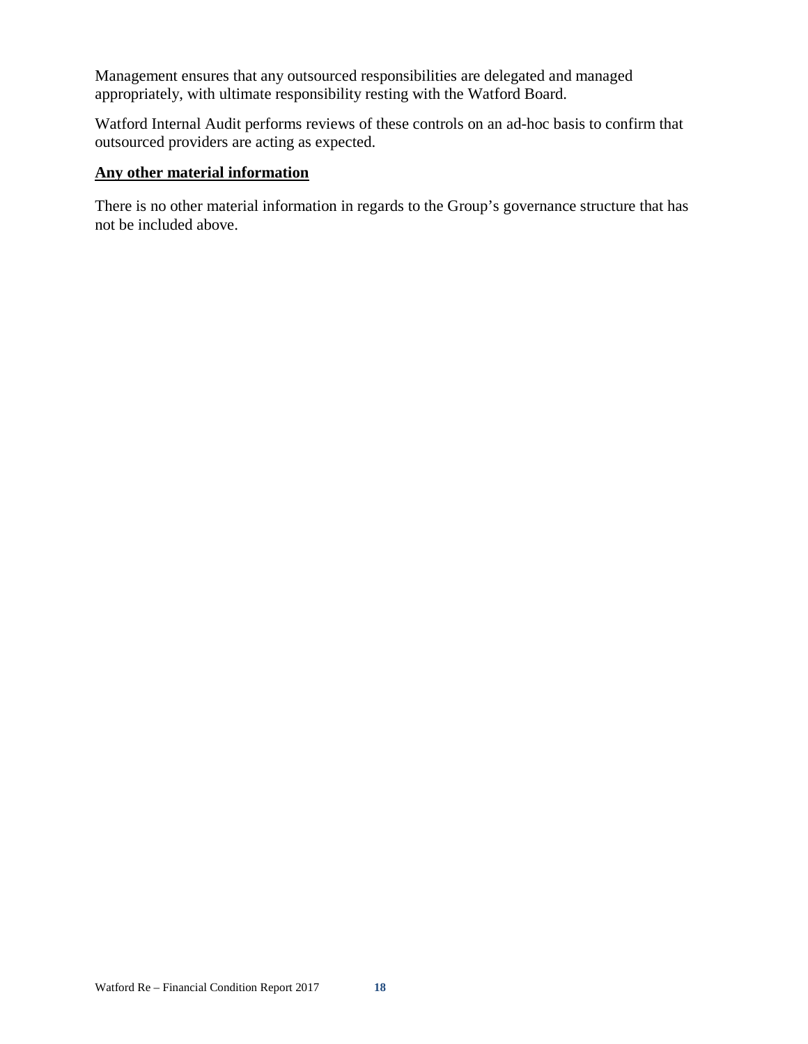Management ensures that any outsourced responsibilities are delegated and managed appropriately, with ultimate responsibility resting with the Watford Board.

Watford Internal Audit performs reviews of these controls on an ad-hoc basis to confirm that outsourced providers are acting as expected.

**Any other material information**

There is no other material information in regards to the Group's governance structure that has not be included above.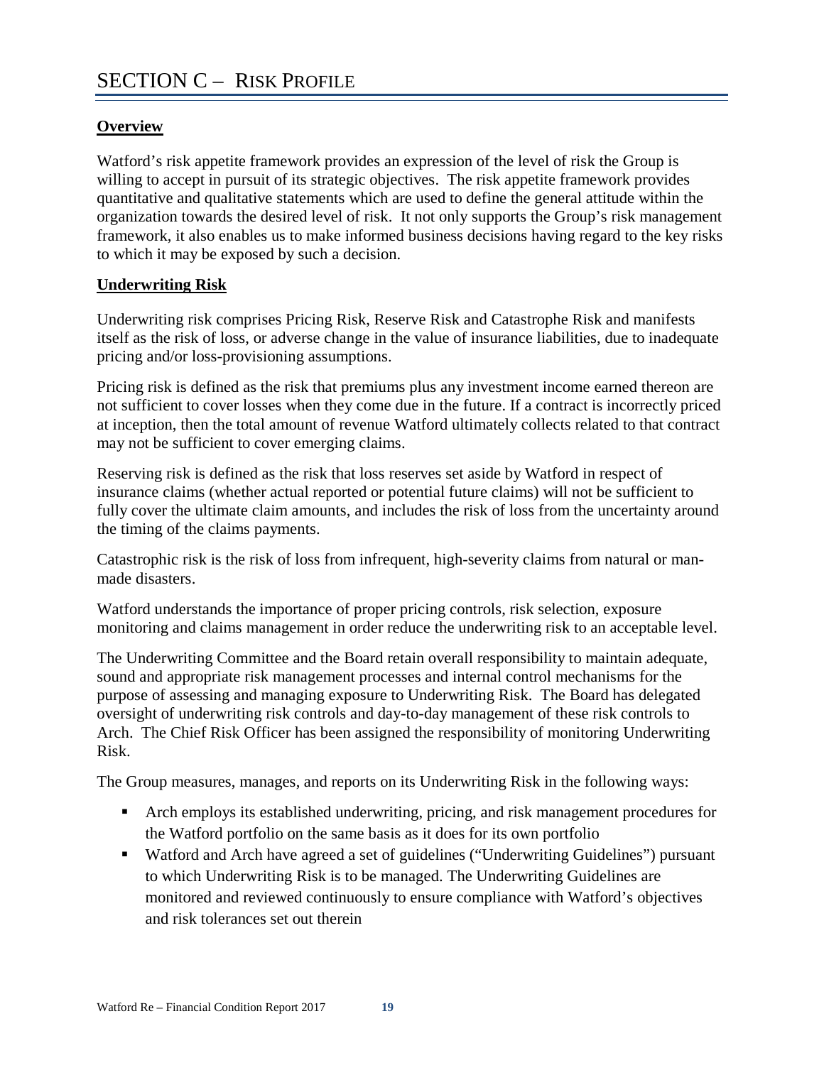# SECTION C – RISK PROFILE

**Overview**

Watford's risk appetite framework provides an expression of the level of risk the Group is willing to accept in pursuit of its strategic objectives. The risk appetite framework provides quantitative and qualitative statements which are used to define the general attitude within the organization towards the desired level of risk. It not only supports the Group's risk management framework, it also enables us to make informed business decisions having regard to the key risks to which it may be exposed by such a decision.

**Underwriting Risk**

Underwriting risk comprises Pricing Risk, Reserve Risk and Catastrophe Risk and manifests itself as the risk of loss, or adverse change in the value of insurance liabilities, due to inadequate pricing and/or loss-provisioning assumptions.

Pricing risk is defined as the risk that premiums plus any investment income earned thereon are not sufficient to cover losses when they come due in the future. If a contract is incorrectly priced at inception, then the total amount of revenue Watford ultimately collects related to that contract may not be sufficient to cover emerging claims.

Reserving risk is defined as the risk that loss reserves set aside by Watford in respect of insurance claims (whether actual reported or potential future claims) will not be sufficient to fully cover the ultimate claim amounts, and includes the risk of loss from the uncertainty around the timing of the claims payments.

Catastrophic risk is the risk of loss from infrequent, high-severity claims from natural or man-made disasters.

Watford understands the importance of proper pricing controls, risk selection, exposure monitoring and claims management in order reduce the underwriting risk to an acceptable level.

The Underwriting Committee and the Board retain overall responsibility to maintain adequate, sound and appropriate risk management processes and internal control mechanisms for the purpose of assessing and managing exposure to Underwriting Risk. The Board has delegated oversight of underwriting risk controls and day-to-day management of these risk controls to Arch. The Chief Risk Officer has been assigned the responsibility of monitoring Underwriting Risk.

The Group measures, manages, and reports on its Underwriting Risk in the following ways:

- Arch employs its established underwriting, pricing, and risk management procedures for the Watford portfolio on the same basis as it does for its own portfolio
- Watford and Arch have agreed a set of guidelines ("Underwriting Guidelines") pursuant to which Underwriting Risk is to be managed. The Underwriting Guidelines are monitored and reviewed continuously to ensure compliance with Watford's objectives and risk tolerances set out therein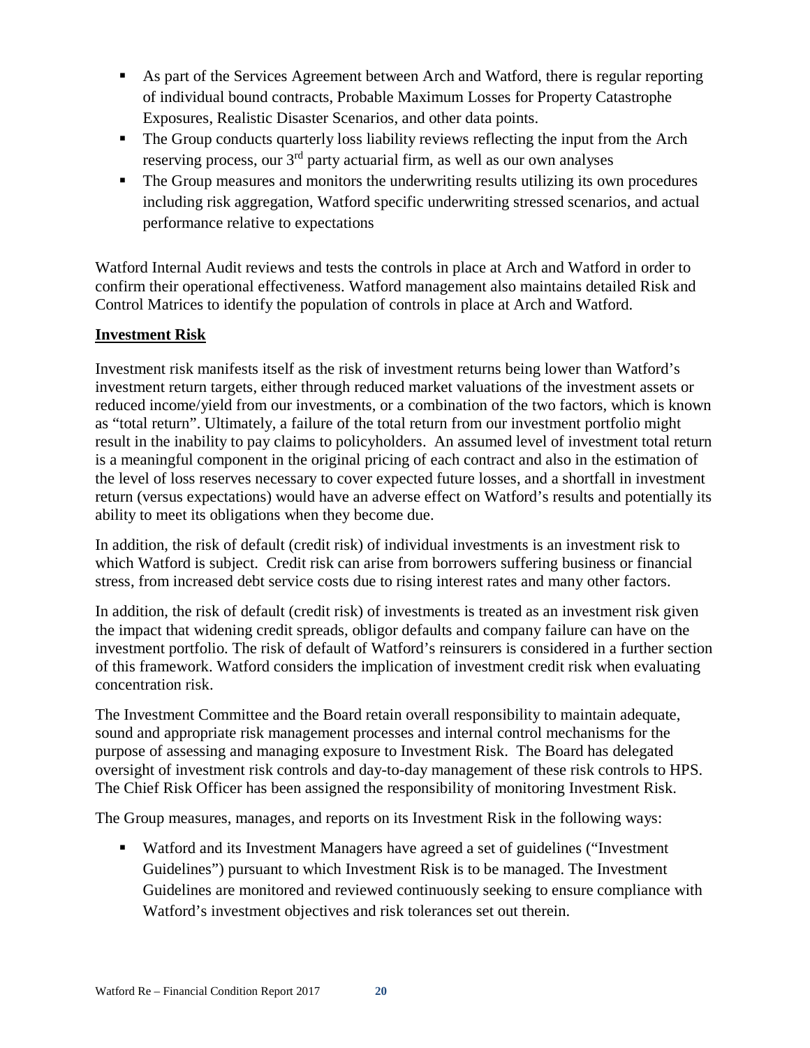- As part of the Services Agreement between Arch and Watford, there is regular reporting of individual bound contracts, Probable Maximum Losses for Property Catastrophe Exposures, Realistic Disaster Scenarios, and other data points.
- The Group conducts quarterly loss liability reviews reflecting the input from the Arch reserving process, our 3rd party actuarial firm, as well as our own analyses
- The Group measures and monitors the underwriting results utilizing its own procedures including risk aggregation, Watford specific underwriting stressed scenarios, and actual performance relative to expectations

Watford Internal Audit reviews and tests the controls in place at Arch and Watford in order to confirm their operational effectiveness. Watford management also maintains detailed Risk and Control Matrices to identify the population of controls in place at Arch and Watford.

**Investment Risk**

Investment risk manifests itself as the risk of investment returns being lower than Watford's investment return targets, either through reduced market valuations of the investment assets or reduced income/yield from our investments, or a combination of the two factors, which is known as "total return". Ultimately, a failure of the total return from our investment portfolio might result in the inability to pay claims to policyholders. An assumed level of investment total return is a meaningful component in the original pricing of each contract and also in the estimation of the level of loss reserves necessary to cover expected future losses, and a shortfall in investment return (versus expectations) would have an adverse effect on Watford's results and potentially its ability to meet its obligations when they become due.

In addition, the risk of default (credit risk) of individual investments is an investment risk to which Watford is subject. Credit risk can arise from borrowers suffering business or financial stress, from increased debt service costs due to rising interest rates and many other factors.

In addition, the risk of default (credit risk) of investments is treated as an investment risk given the impact that widening credit spreads, obligor defaults and company failure can have on the investment portfolio. The risk of default of Watford's reinsurers is considered in a further section of this framework. Watford considers the implication of investment credit risk when evaluating concentration risk.

The Investment Committee and the Board retain overall responsibility to maintain adequate, sound and appropriate risk management processes and internal control mechanisms for the purpose of assessing and managing exposure to Investment Risk. The Board has delegated oversight of investment risk controls and day-to-day management of these risk controls to HPS. The Chief Risk Officer has been assigned the responsibility of monitoring Investment Risk.

The Group measures, manages, and reports on its Investment Risk in the following ways:

- Watford and its Investment Managers have agreed a set of guidelines ("Investment Guidelines") pursuant to which Investment Risk is to be managed. The Investment Guidelines are monitored and reviewed continuously seeking to ensure compliance with Watford's investment objectives and risk tolerances set out therein.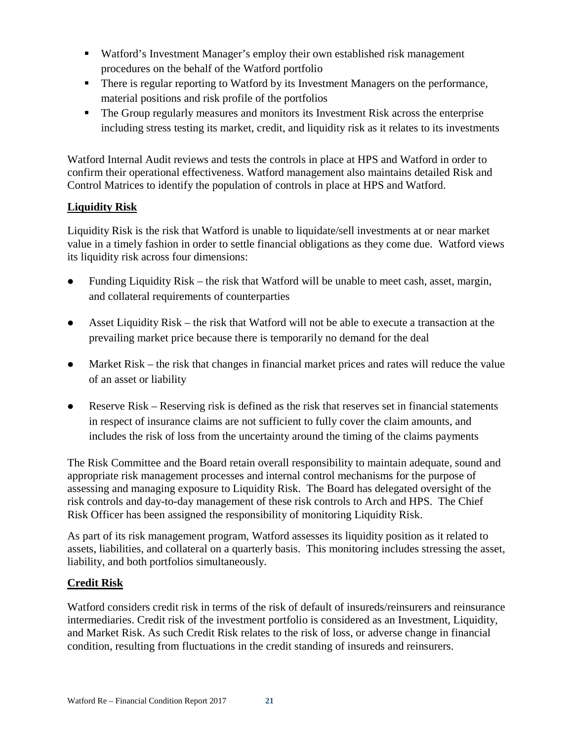- Watford's Investment Manager's employ their own established risk management procedures on the behalf of the Watford portfolio
- There is regular reporting to Watford by its Investment Managers on the performance, material positions and risk profile of the portfolios
- The Group regularly measures and monitors its Investment Risk across the enterprise including stress testing its market, credit, and liquidity risk as it relates to its investments

Watford Internal Audit reviews and tests the controls in place at HPS and Watford in order to confirm their operational effectiveness. Watford management also maintains detailed Risk and Control Matrices to identify the population of controls in place at HPS and Watford.

## Liquidity Risk

Liquidity Risk is the risk that Watford is unable to liquidate/sell investments at or near market value in a timely fashion in order to settle financial obligations as they come due. Watford views its liquidity risk across four dimensions:

- Funding Liquidity Risk – the risk that Watford will be unable to meet cash, asset, margin, and collateral requirements of counterparties
- Asset Liquidity Risk – the risk that Watford will not be able to execute a transaction at the prevailing market price because there is temporarily no demand for the deal
- Market Risk – the risk that changes in financial market prices and rates will reduce the value of an asset or liability
- Reserve Risk – Reserving risk is defined as the risk that reserves set in financial statements in respect of insurance claims are not sufficient to fully cover the claim amounts, and includes the risk of loss from the uncertainty around the timing of the claims payments

The Risk Committee and the Board retain overall responsibility to maintain adequate, sound and appropriate risk management processes and internal control mechanisms for the purpose of assessing and managing exposure to Liquidity Risk. The Board has delegated oversight of the risk controls and day-to-day management of these risk controls to Arch and HPS. The Chief Risk Officer has been assigned the responsibility of monitoring Liquidity Risk.

As part of its risk management program, Watford assesses its liquidity position as it related to assets, liabilities, and collateral on a quarterly basis. This monitoring includes stressing the asset, liability, and both portfolios simultaneously.

## Credit Risk

Watford considers credit risk in terms of the risk of default of insureds/reinsurers and reinsurance intermediaries. Credit risk of the investment portfolio is considered as an Investment, Liquidity, and Market Risk. As such Credit Risk relates to the risk of loss, or adverse change in financial condition, resulting from fluctuations in the credit standing of insureds and reinsurers.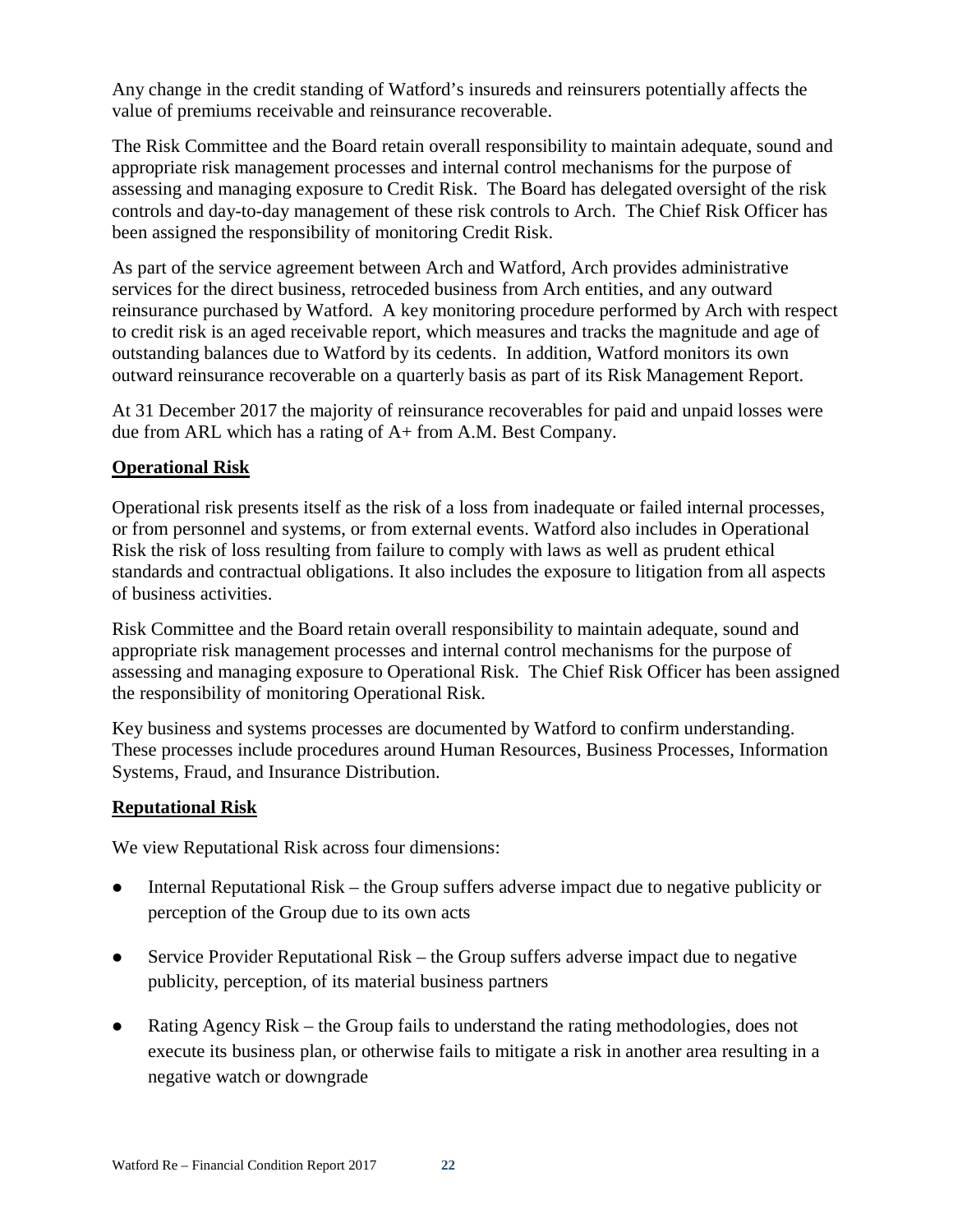Any change in the credit standing of Watford's insureds and reinsurers potentially affects the value of premiums receivable and reinsurance recoverable.

The Risk Committee and the Board retain overall responsibility to maintain adequate, sound and appropriate risk management processes and internal control mechanisms for the purpose of assessing and managing exposure to Credit Risk. The Board has delegated oversight of the risk controls and day-to-day management of these risk controls to Arch. The Chief Risk Officer has been assigned the responsibility of monitoring Credit Risk.

As part of the service agreement between Arch and Watford, Arch provides administrative services for the direct business, retroceded business from Arch entities, and any outward reinsurance purchased by Watford. A key monitoring procedure performed by Arch with respect to credit risk is an aged receivable report, which measures and tracks the magnitude and age of outstanding balances due to Watford by its cedents. In addition, Watford monitors its own outward reinsurance recoverable on a quarterly basis as part of its Risk Management Report.

At 31 December 2017 the majority of reinsurance recoverables for paid and unpaid losses were due from ARL which has a rating of A+ from A.M. Best Company.

**Operational Risk**

Operational risk presents itself as the risk of a loss from inadequate or failed internal processes, or from personnel and systems, or from external events. Watford also includes in Operational Risk the risk of loss resulting from failure to comply with laws as well as prudent ethical standards and contractual obligations. It also includes the exposure to litigation from all aspects of business activities.

Risk Committee and the Board retain overall responsibility to maintain adequate, sound and appropriate risk management processes and internal control mechanisms for the purpose of assessing and managing exposure to Operational Risk. The Chief Risk Officer has been assigned the responsibility of monitoring Operational Risk.

Key business and systems processes are documented by Watford to confirm understanding. These processes include procedures around Human Resources, Business Processes, Information Systems, Fraud, and Insurance Distribution.

**Reputational Risk**

We view Reputational Risk across four dimensions:

- Internal Reputational Risk – the Group suffers adverse impact due to negative publicity or perception of the Group due to its own acts
- Service Provider Reputational Risk – the Group suffers adverse impact due to negative publicity, perception, of its material business partners
- Rating Agency Risk – the Group fails to understand the rating methodologies, does not execute its business plan, or otherwise fails to mitigate a risk in another area resulting in a negative watch or downgrade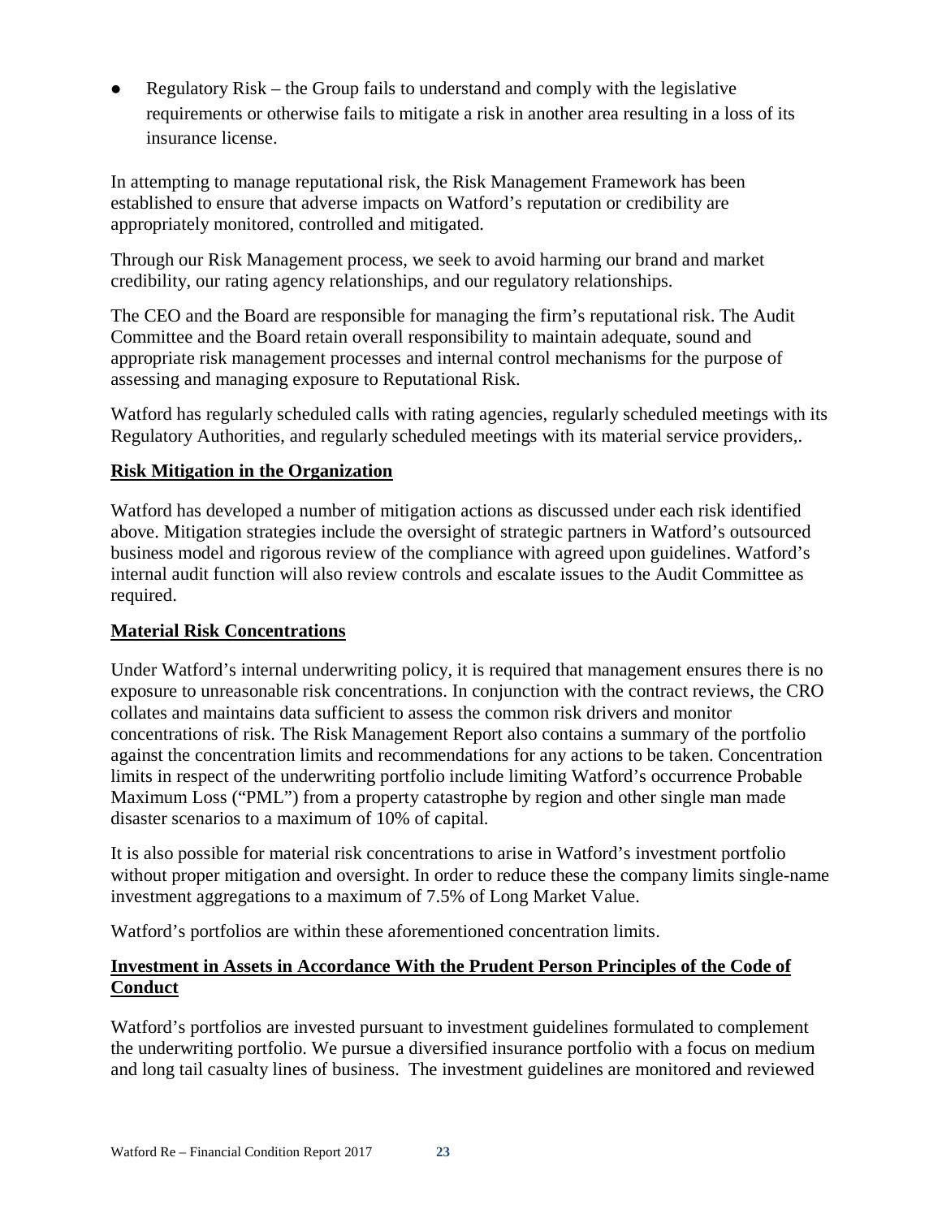- Regulatory Risk – the Group fails to understand and comply with the legislative requirements or otherwise fails to mitigate a risk in another area resulting in a loss of its insurance license.

In attempting to manage reputational risk, the Risk Management Framework has been established to ensure that adverse impacts on Watford's reputation or credibility are appropriately monitored, controlled and mitigated.

Through our Risk Management process, we seek to avoid harming our brand and market credibility, our rating agency relationships, and our regulatory relationships.

The CEO and the Board are responsible for managing the firm's reputational risk. The Audit Committee and the Board retain overall responsibility to maintain adequate, sound and appropriate risk management processes and internal control mechanisms for the purpose of assessing and managing exposure to Reputational Risk.

Watford has regularly scheduled calls with rating agencies, regularly scheduled meetings with its Regulatory Authorities, and regularly scheduled meetings with its material service providers,.

**Risk Mitigation in the Organization**

Watford has developed a number of mitigation actions as discussed under each risk identified above. Mitigation strategies include the oversight of strategic partners in Watford's outsourced business model and rigorous review of the compliance with agreed upon guidelines. Watford's internal audit function will also review controls and escalate issues to the Audit Committee as required.

**Material Risk Concentrations**

Under Watford's internal underwriting policy, it is required that management ensures there is no exposure to unreasonable risk concentrations. In conjunction with the contract reviews, the CRO collates and maintains data sufficient to assess the common risk drivers and monitor concentrations of risk. The Risk Management Report also contains a summary of the portfolio against the concentration limits and recommendations for any actions to be taken. Concentration limits in respect of the underwriting portfolio include limiting Watford's occurrence Probable Maximum Loss ("PML") from a property catastrophe by region and other single man made disaster scenarios to a maximum of 10% of capital.

It is also possible for material risk concentrations to arise in Watford's investment portfolio without proper mitigation and oversight. In order to reduce these the company limits single-name investment aggregations to a maximum of 7.5% of Long Market Value.

Watford's portfolios are within these aforementioned concentration limits.

**Investment in Assets in Accordance With the Prudent Person Principles of the Code of Conduct**

Watford's portfolios are invested pursuant to investment guidelines formulated to complement the underwriting portfolio. We pursue a diversified insurance portfolio with a focus on medium and long tail casualty lines of business. The investment guidelines are monitored and reviewed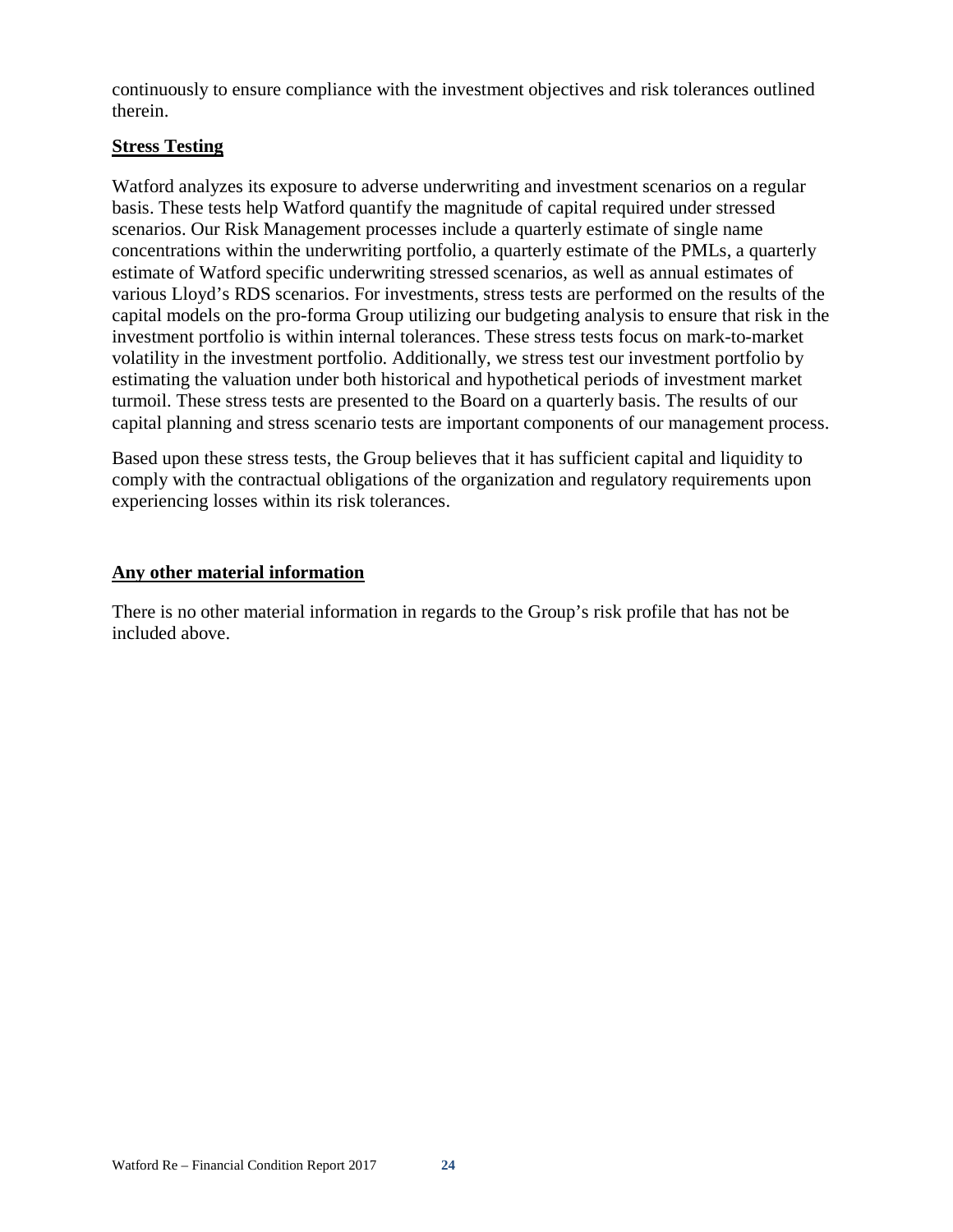continuously to ensure compliance with the investment objectives and risk tolerances outlined therein.

**Stress Testing**

Watford analyzes its exposure to adverse underwriting and investment scenarios on a regular basis. These tests help Watford quantify the magnitude of capital required under stressed scenarios. Our Risk Management processes include a quarterly estimate of single name concentrations within the underwriting portfolio, a quarterly estimate of the PMLs, a quarterly estimate of Watford specific underwriting stressed scenarios, as well as annual estimates of various Lloyd's RDS scenarios. For investments, stress tests are performed on the results of the capital models on the pro-forma Group utilizing our budgeting analysis to ensure that risk in the investment portfolio is within internal tolerances. These stress tests focus on mark-to-market volatility in the investment portfolio. Additionally, we stress test our investment portfolio by estimating the valuation under both historical and hypothetical periods of investment market turmoil. These stress tests are presented to the Board on a quarterly basis. The results of our capital planning and stress scenario tests are important components of our management process.

Based upon these stress tests, the Group believes that it has sufficient capital and liquidity to comply with the contractual obligations of the organization and regulatory requirements upon experiencing losses within its risk tolerances.

**Any other material information**

There is no other material information in regards to the Group's risk profile that has not be included above.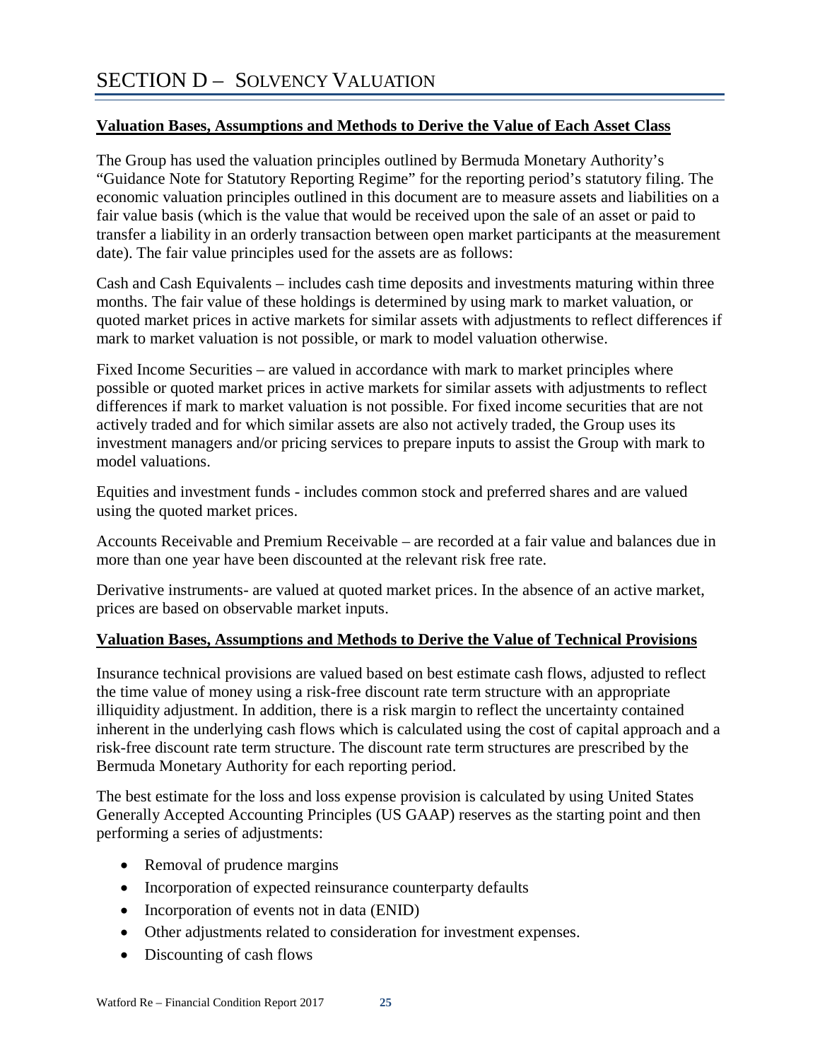# SECTION D – SOLVENCY VALUATION

**Valuation Bases, Assumptions and Methods to Derive the Value of Each Asset Class**

The Group has used the valuation principles outlined by Bermuda Monetary Authority's "Guidance Note for Statutory Reporting Regime" for the reporting period's statutory filing. The economic valuation principles outlined in this document are to measure assets and liabilities on a fair value basis (which is the value that would be received upon the sale of an asset or paid to transfer a liability in an orderly transaction between open market participants at the measurement date). The fair value principles used for the assets are as follows:

Cash and Cash Equivalents – includes cash time deposits and investments maturing within three months. The fair value of these holdings is determined by using mark to market valuation, or quoted market prices in active markets for similar assets with adjustments to reflect differences if mark to market valuation is not possible, or mark to model valuation otherwise.

Fixed Income Securities – are valued in accordance with mark to market principles where possible or quoted market prices in active markets for similar assets with adjustments to reflect differences if mark to market valuation is not possible. For fixed income securities that are not actively traded and for which similar assets are also not actively traded, the Group uses its investment managers and/or pricing services to prepare inputs to assist the Group with mark to model valuations.

Equities and investment funds - includes common stock and preferred shares and are valued using the quoted market prices.

Accounts Receivable and Premium Receivable – are recorded at a fair value and balances due in more than one year have been discounted at the relevant risk free rate.

Derivative instruments- are valued at quoted market prices. In the absence of an active market, prices are based on observable market inputs.

**Valuation Bases, Assumptions and Methods to Derive the Value of Technical Provisions**

Insurance technical provisions are valued based on best estimate cash flows, adjusted to reflect the time value of money using a risk-free discount rate term structure with an appropriate illiquidity adjustment. In addition, there is a risk margin to reflect the uncertainty contained inherent in the underlying cash flows which is calculated using the cost of capital approach and a risk-free discount rate term structure. The discount rate term structures are prescribed by the Bermuda Monetary Authority for each reporting period.

The best estimate for the loss and loss expense provision is calculated by using United States Generally Accepted Accounting Principles (US GAAP) reserves as the starting point and then performing a series of adjustments:

- Removal of prudence margins
- Incorporation of expected reinsurance counterparty defaults
- Incorporation of events not in data (ENID)
- Other adjustments related to consideration for investment expenses.
- Discounting of cash flows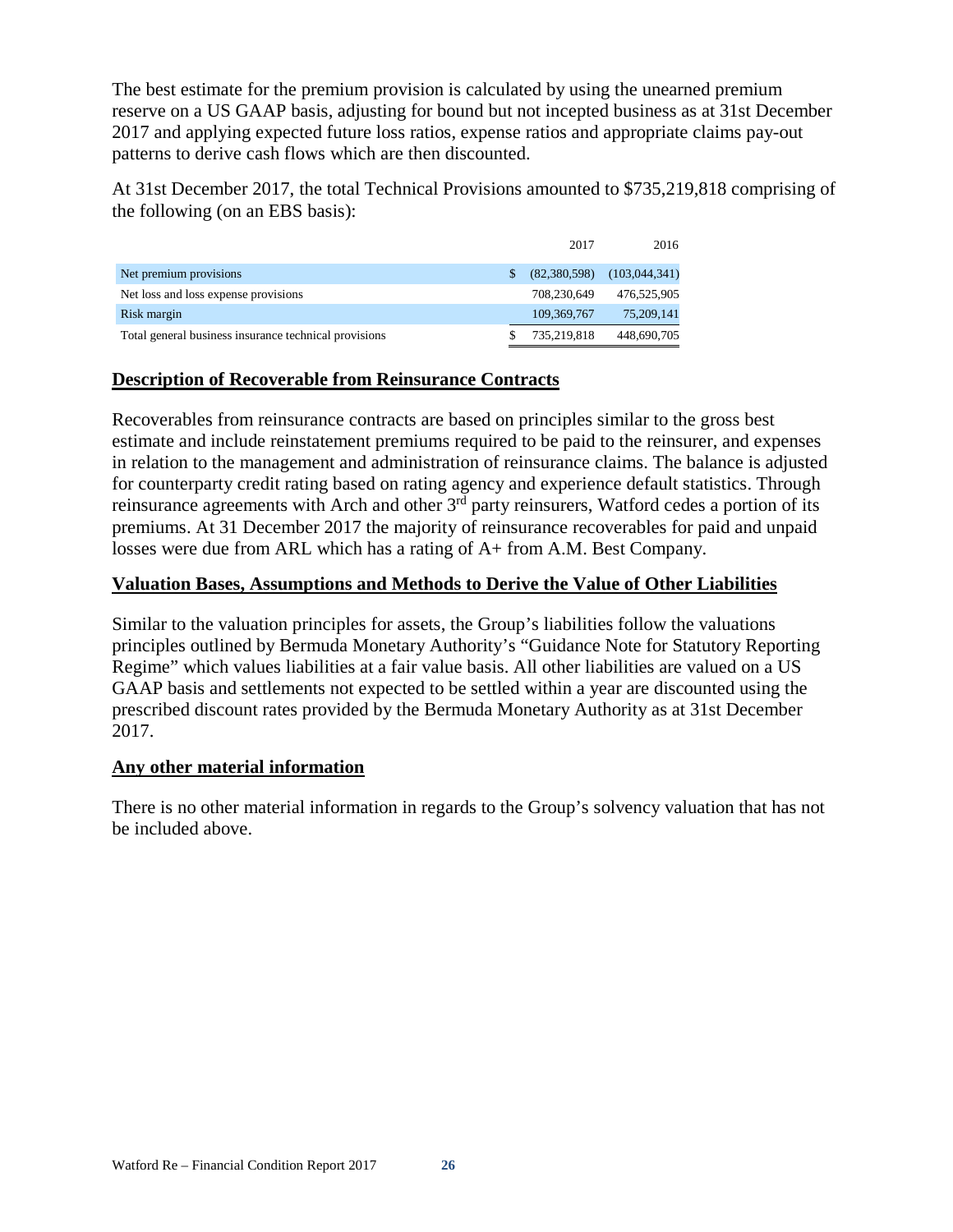The best estimate for the premium provision is calculated by using the unearned premium reserve on a US GAAP basis, adjusting for bound but not incepted business as at 31st December 2017 and applying expected future loss ratios, expense ratios and appropriate claims pay-out patterns to derive cash flows which are then discounted.

At 31st December 2017, the total Technical Provisions amounted to $735,219,818 comprising of the following (on an EBS basis):

| | | 2017 | 2016 |
|---|---|---|---|
| Net premium provisions | $ | (82,380,598) | (103,044,341) |
| Net loss and loss expense provisions | | 708,230,649 | 476,525,905 |
| Risk margin | | 109,369,767 | 75,209,141 |
| Total general business insurance technical provisions | $ | 735,219,818 | 448,690,705 |

## Description of Recoverable from Reinsurance Contracts

Recoverables from reinsurance contracts are based on principles similar to the gross best estimate and include reinstatement premiums required to be paid to the reinsurer, and expenses in relation to the management and administration of reinsurance claims. The balance is adjusted for counterparty credit rating based on rating agency and experience default statistics. Through reinsurance agreements with Arch and other 3rd party reinsurers, Watford cedes a portion of its premiums. At 31 December 2017 the majority of reinsurance recoverables for paid and unpaid losses were due from ARL which has a rating of A+ from A.M. Best Company.

## Valuation Bases, Assumptions and Methods to Derive the Value of Other Liabilities

Similar to the valuation principles for assets, the Group's liabilities follow the valuations principles outlined by Bermuda Monetary Authority's "Guidance Note for Statutory Reporting Regime" which values liabilities at a fair value basis. All other liabilities are valued on a US GAAP basis and settlements not expected to be settled within a year are discounted using the prescribed discount rates provided by the Bermuda Monetary Authority as at 31st December 2017.

## Any other material information

There is no other material information in regards to the Group's solvency valuation that has not be included above.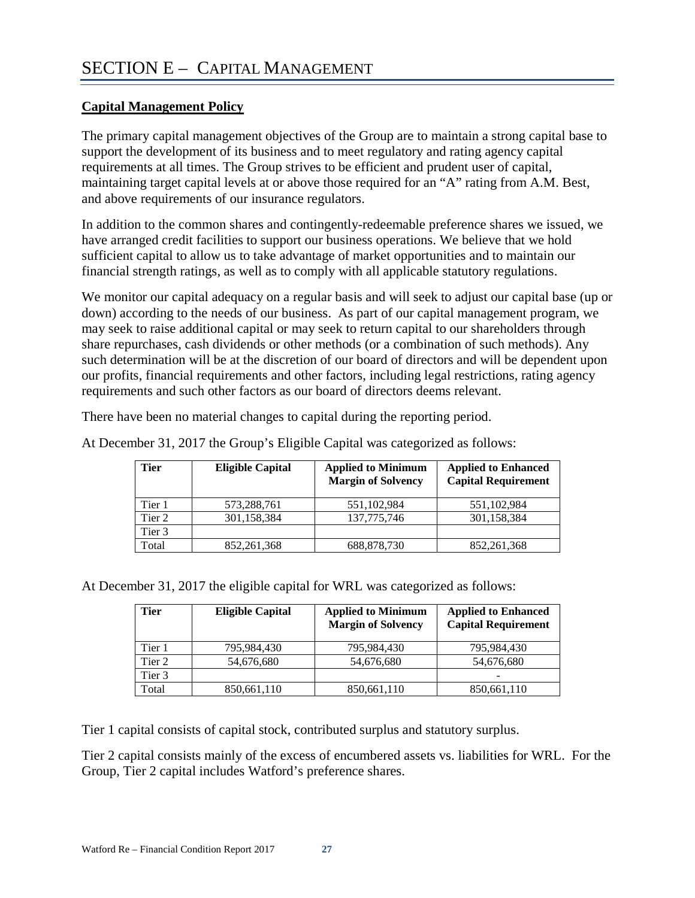# SECTION E – CAPITAL MANAGEMENT

**Capital Management Policy**

The primary capital management objectives of the Group are to maintain a strong capital base to support the development of its business and to meet regulatory and rating agency capital requirements at all times. The Group strives to be efficient and prudent user of capital, maintaining target capital levels at or above those required for an "A" rating from A.M. Best, and above requirements of our insurance regulators.

In addition to the common shares and contingently-redeemable preference shares we issued, we have arranged credit facilities to support our business operations. We believe that we hold sufficient capital to allow us to take advantage of market opportunities and to maintain our financial strength ratings, as well as to comply with all applicable statutory regulations.

We monitor our capital adequacy on a regular basis and will seek to adjust our capital base (up or down) according to the needs of our business. As part of our capital management program, we may seek to raise additional capital or may seek to return capital to our shareholders through share repurchases, cash dividends or other methods (or a combination of such methods). Any such determination will be at the discretion of our board of directors and will be dependent upon our profits, financial requirements and other factors, including legal restrictions, rating agency requirements and such other factors as our board of directors deems relevant.

There have been no material changes to capital during the reporting period.

At December 31, 2017 the Group's Eligible Capital was categorized as follows:

| Tier | Eligible Capital | Applied to Minimum Margin of Solvency | Applied to Enhanced Capital Requirement |
|---|---|---|---|
| Tier 1 | 573,288,761 | 551,102,984 | 551,102,984 |
| Tier 2 | 301,158,384 | 137,775,746 | 301,158,384 |
| Tier 3 | | | |
| Total | 852,261,368 | 688,878,730 | 852,261,368 |

At December 31, 2017 the eligible capital for WRL was categorized as follows:

| Tier | Eligible Capital | Applied to Minimum Margin of Solvency | Applied to Enhanced Capital Requirement |
|---|---|---|---|
| Tier 1 | 795,984,430 | 795,984,430 | 795,984,430 |
| Tier 2 | 54,676,680 | 54,676,680 | 54,676,680 |
| Tier 3 | | | - |
| Total | 850,661,110 | 850,661,110 | 850,661,110 |

Tier 1 capital consists of capital stock, contributed surplus and statutory surplus.

Tier 2 capital consists mainly of the excess of encumbered assets vs. liabilities for WRL. For the Group, Tier 2 capital includes Watford's preference shares.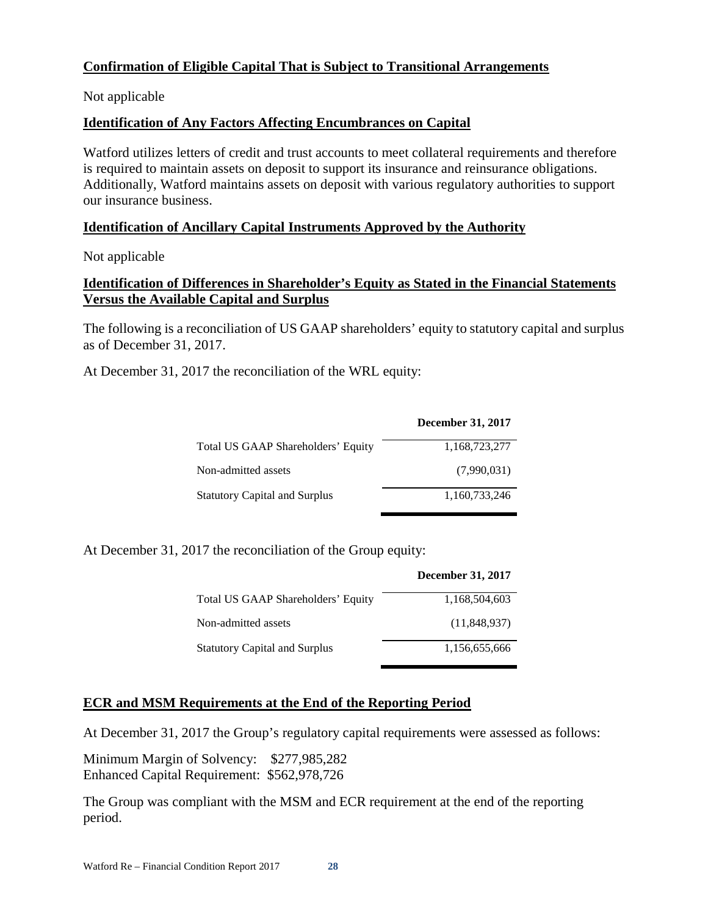**Confirmation of Eligible Capital That is Subject to Transitional Arrangements**

Not applicable

**Identification of Any Factors Affecting Encumbrances on Capital**

Watford utilizes letters of credit and trust accounts to meet collateral requirements and therefore is required to maintain assets on deposit to support its insurance and reinsurance obligations. Additionally, Watford maintains assets on deposit with various regulatory authorities to support our insurance business.

**Identification of Ancillary Capital Instruments Approved by the Authority**

Not applicable

**Identification of Differences in Shareholder's Equity as Stated in the Financial Statements Versus the Available Capital and Surplus**

The following is a reconciliation of US GAAP shareholders' equity to statutory capital and surplus as of December 31, 2017.

At December 31, 2017 the reconciliation of the WRL equity:

| | December 31, 2017 |
|---|---|
| Total US GAAP Shareholders' Equity | 1,168,723,277 |
| Non-admitted assets | (7,990,031) |
| Statutory Capital and Surplus | 1,160,733,246 |

At December 31, 2017 the reconciliation of the Group equity:

| | December 31, 2017 |
|---|---|
| Total US GAAP Shareholders' Equity | 1,168,504,603 |
| Non-admitted assets | (11,848,937) |
| Statutory Capital and Surplus | 1,156,655,666 |

**ECR and MSM Requirements at the End of the Reporting Period**

At December 31, 2017 the Group's regulatory capital requirements were assessed as follows:

Minimum Margin of Solvency: $277,985,282
Enhanced Capital Requirement: $562,978,726

The Group was compliant with the MSM and ECR requirement at the end of the reporting period.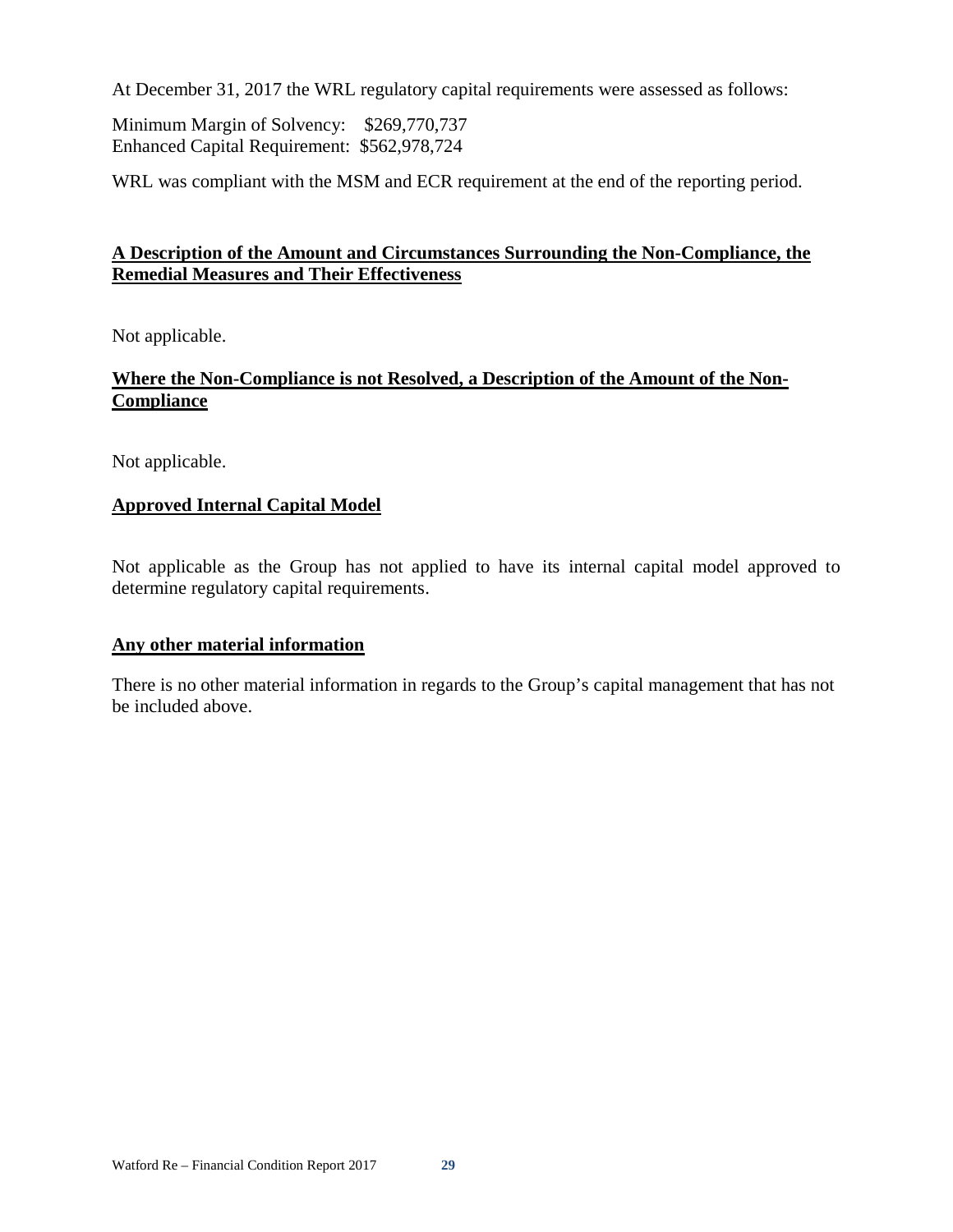At December 31, 2017 the WRL regulatory capital requirements were assessed as follows:

Minimum Margin of Solvency: $269,770,737
Enhanced Capital Requirement: $562,978,724

WRL was compliant with the MSM and ECR requirement at the end of the reporting period.

**A Description of the Amount and Circumstances Surrounding the Non-Compliance, the Remedial Measures and Their Effectiveness**

Not applicable.

**Where the Non-Compliance is not Resolved, a Description of the Amount of the Non-Compliance**

Not applicable.

**Approved Internal Capital Model**

Not applicable as the Group has not applied to have its internal capital model approved to determine regulatory capital requirements.

**Any other material information**

There is no other material information in regards to the Group's capital management that has not be included above.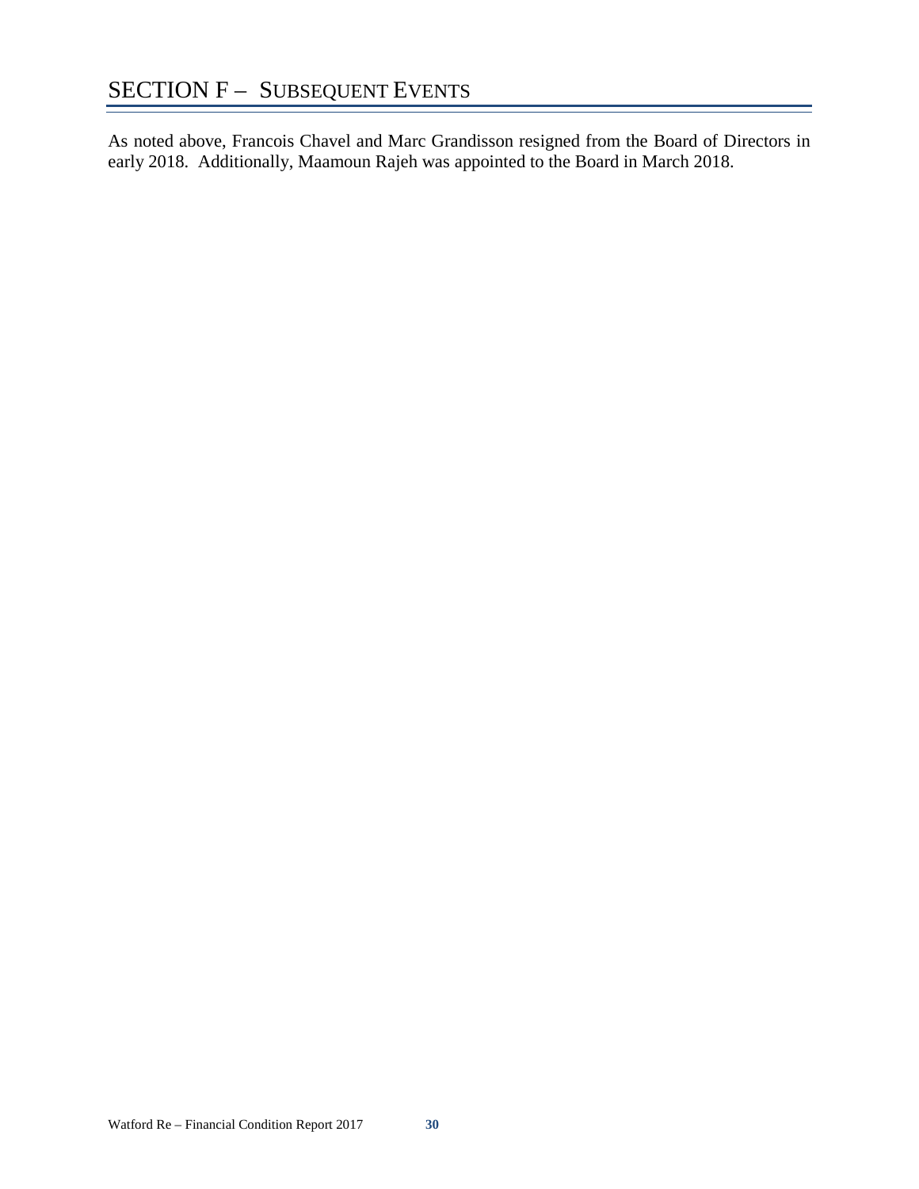# SECTION F – SUBSEQUENT EVENTS

As noted above, Francois Chavel and Marc Grandisson resigned from the Board of Directors in early 2018. Additionally, Maamoun Rajeh was appointed to the Board in March 2018.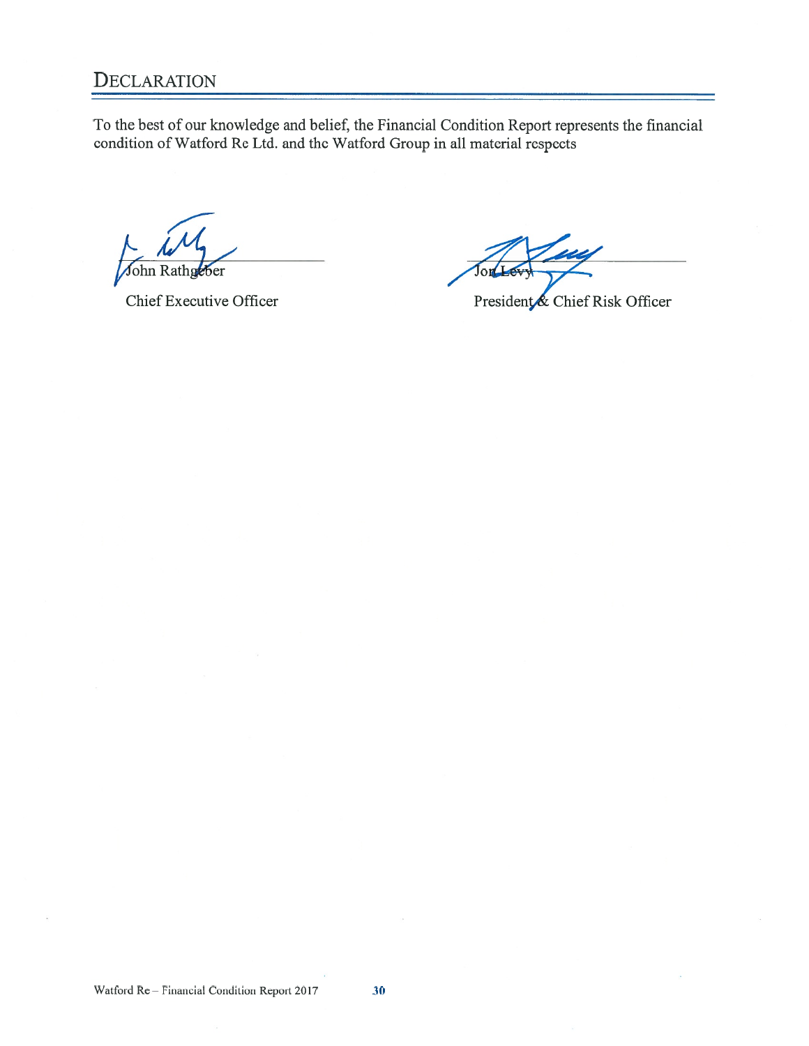# DECLARATION

To the best of our knowledge and belief, the Financial Condition Report represents the financial condition of Watford Re Ltd. and the Watford Group in all material respects

John Rathgeber

Chief Executive Officer

Jon Levy

President & Chief Risk Officer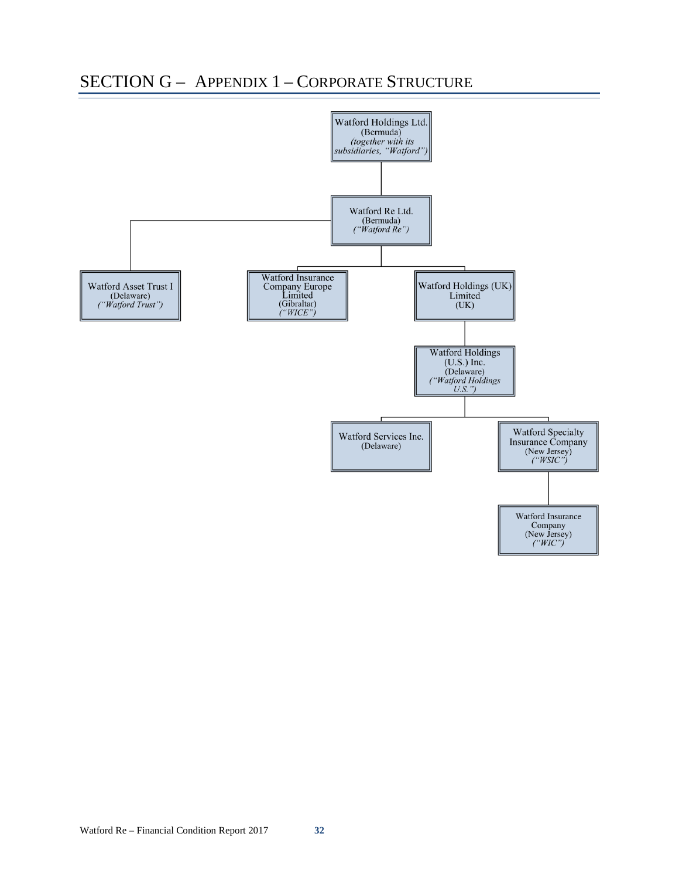# SECTION G – APPENDIX 1 – CORPORATE STRUCTURE

Watford Holdings Ltd.
(Bermuda)
*(together with its subsidiaries, "Watford")*

Watford Re Ltd.
(Bermuda)
*("Watford Re")*

Watford Asset Trust I
(Delaware)
*("Watford Trust")*

Watford Insurance Company Europe Limited
(Gibraltar)
*("WICE")*

Watford Holdings (UK) Limited
(UK)

Watford Holdings (U.S.) Inc.
(Delaware)
*("Watford Holdings U.S.")*

Watford Services Inc.
(Delaware)

Watford Specialty Insurance Company
(New Jersey)
*("WSIC")*

Watford Insurance Company
(New Jersey)
*("WIC")*